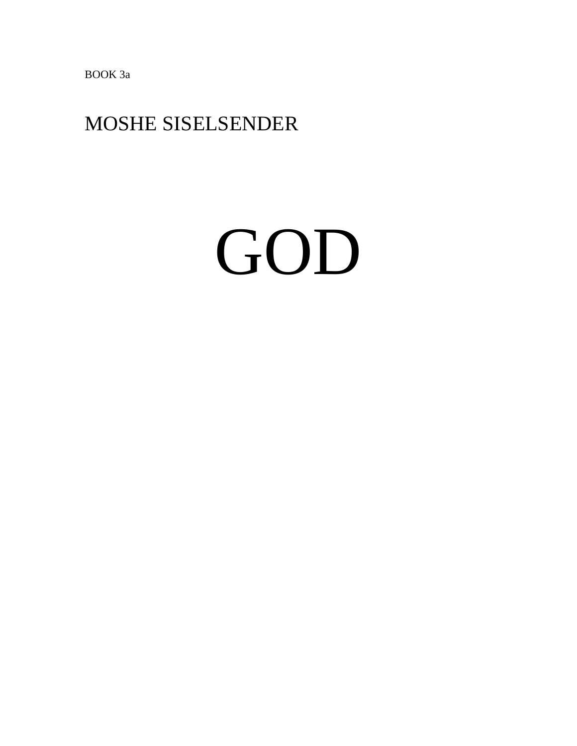BOOK 3a

MOSHE SISELSENDER

# GOD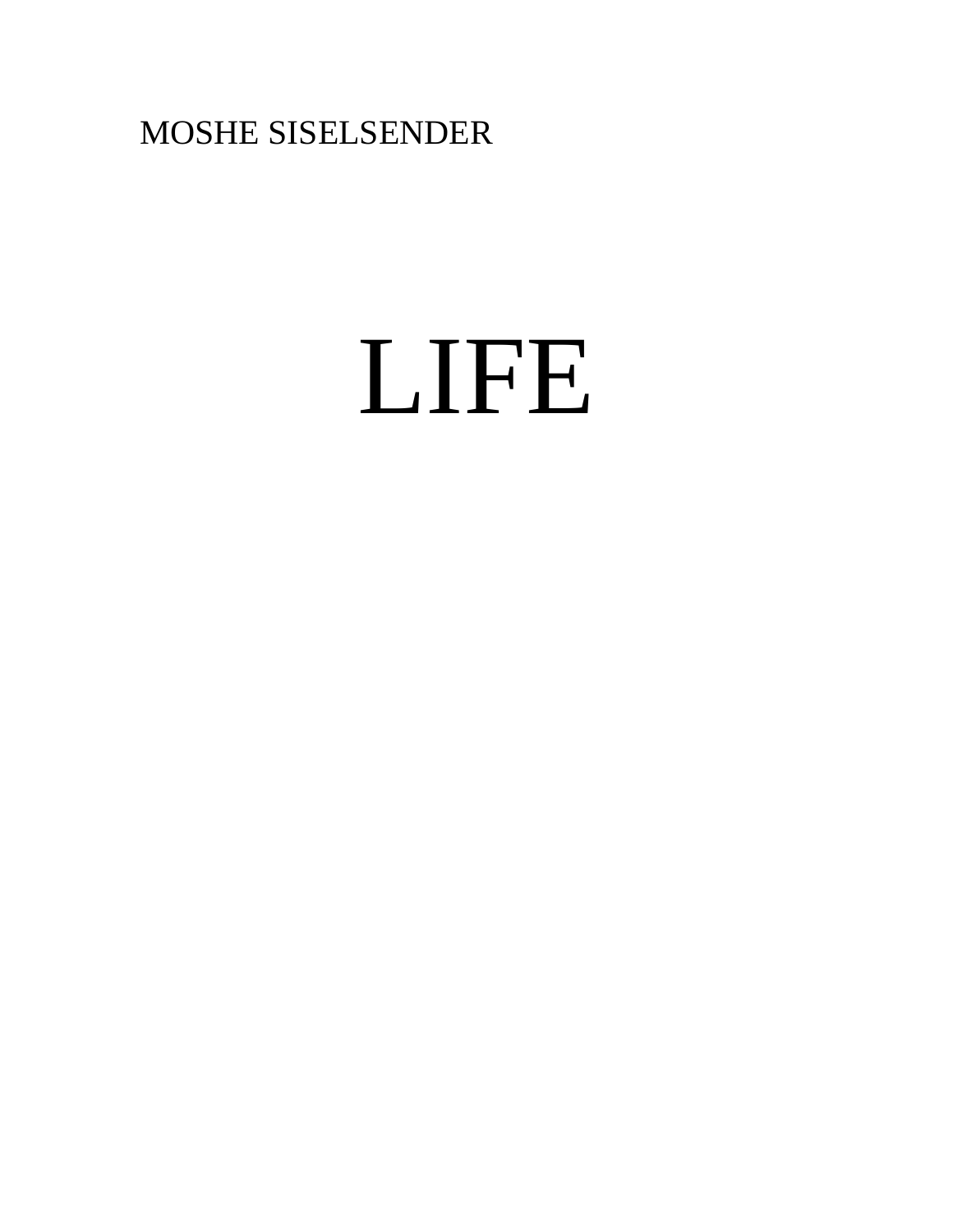MOSHE SISELSENDER

# LIFE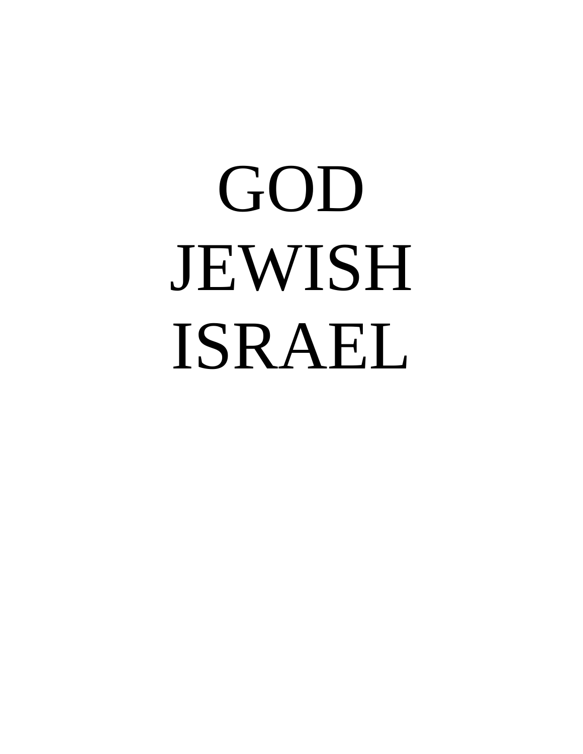# GOD
# JEWISH
# ISRAEL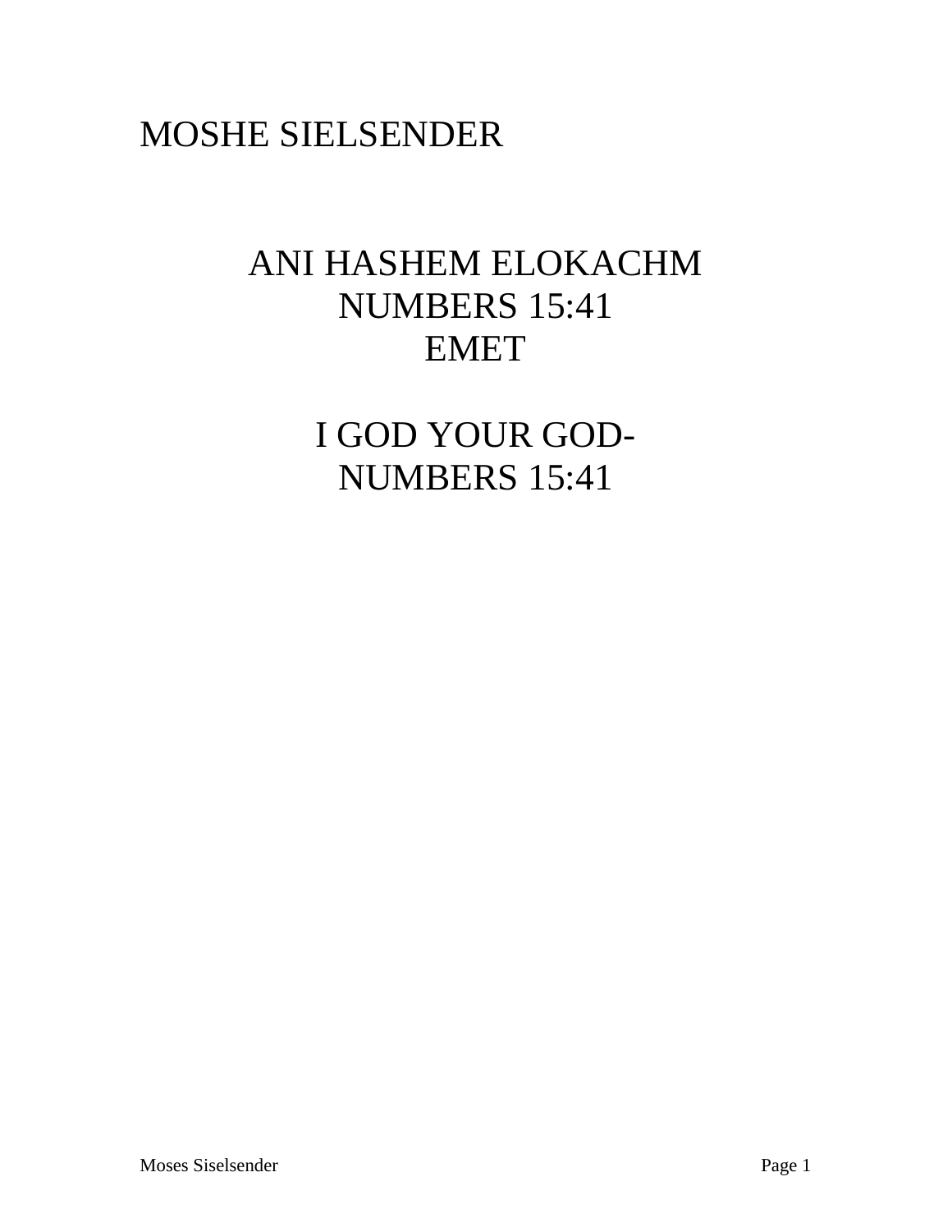MOSHE SIELSENDER

ANI HASHEM ELOKACHM
NUMBERS 15:41
EMET

I GOD YOUR GOD-
NUMBERS 15:41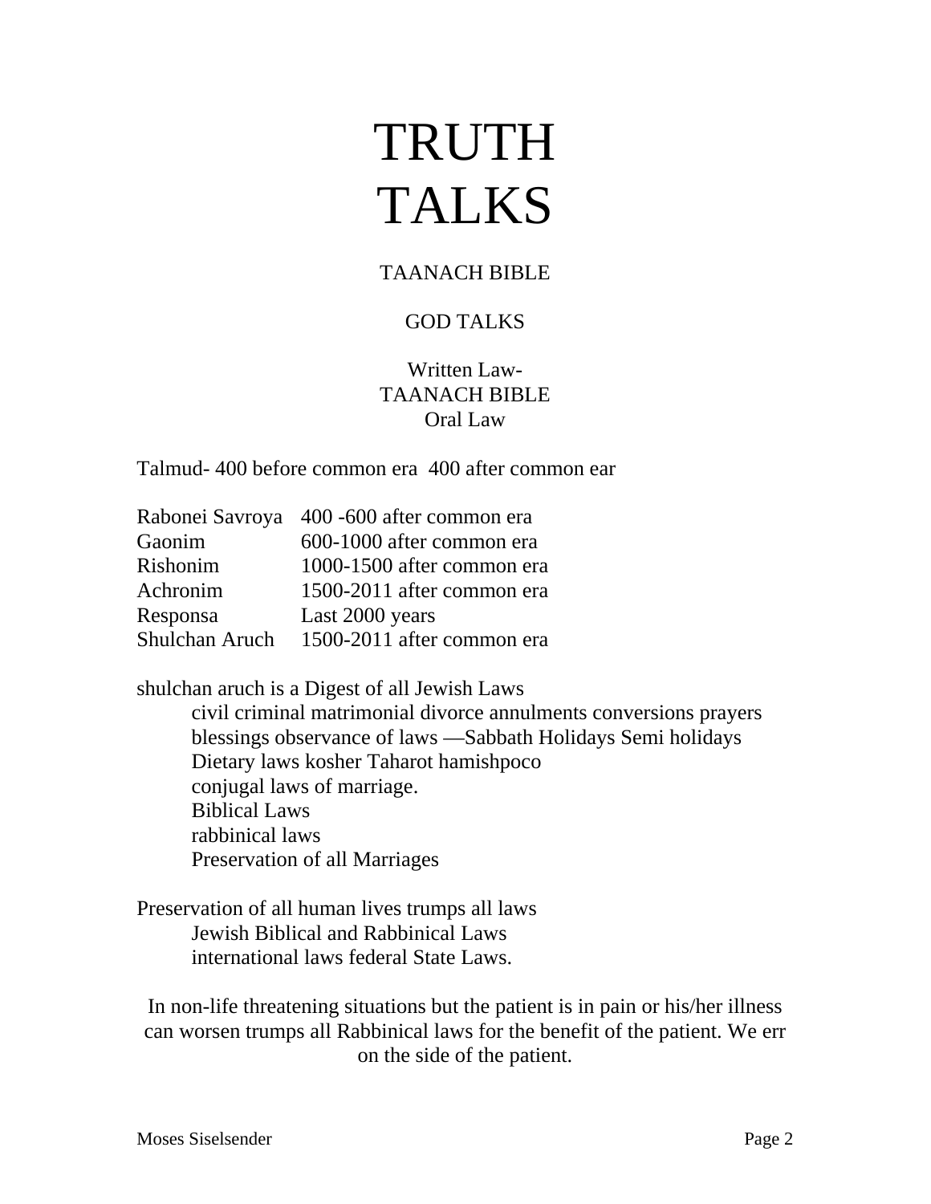# TRUTH TALKS

TAANACH BIBLE

GOD TALKS

Written Law-
TAANACH BIBLE
Oral Law

Talmud- 400 before common era 400 after common ear

| | |
|---|---|
| Rabonei Savroya | 400 -600 after common era |
| Gaonim | 600-1000 after common era |
| Rishonim | 1000-1500 after common era |
| Achronim | 1500-2011 after common era |
| Responsa | Last 2000 years |
| Shulchan Aruch | 1500-2011 after common era |

shulchan aruch is a Digest of all Jewish Laws
civil criminal matrimonial divorce annulments conversions prayers
blessings observance of laws —Sabbath Holidays Semi holidays
Dietary laws kosher Taharot hamishpoco
conjugal laws of marriage.
Biblical Laws
rabbinical laws
Preservation of all Marriages

Preservation of all human lives trumps all laws
Jewish Biblical and Rabbinical Laws
international laws federal State Laws.

In non-life threatening situations but the patient is in pain or his/her illness can worsen trumps all Rabbinical laws for the benefit of the patient. We err on the side of the patient.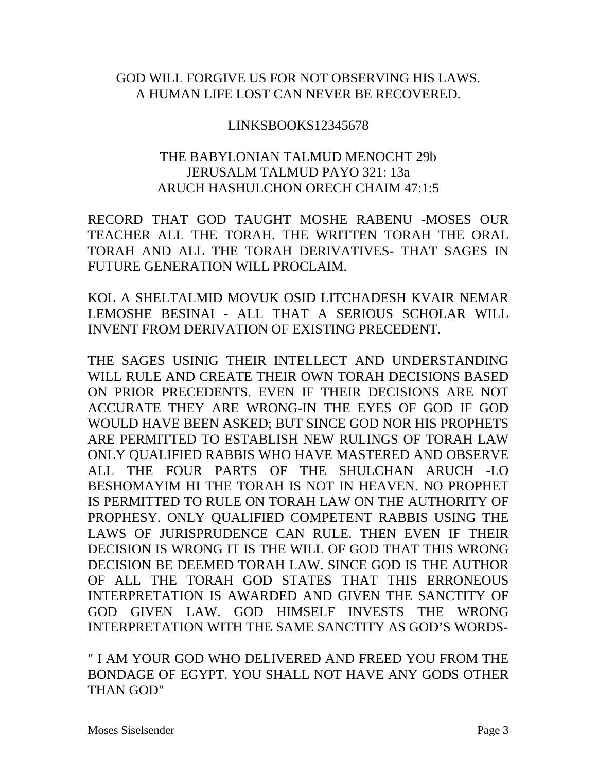GOD WILL FORGIVE US FOR NOT OBSERVING HIS LAWS.
A HUMAN LIFE LOST CAN NEVER BE RECOVERED.

LINKSBOOKS12345678

THE BABYLONIAN TALMUD MENOCHT 29b
JERUSALM TALMUD PAYO 321: 13a
ARUCH HASHULCHON ORECH CHAIM 47:1:5

RECORD THAT GOD TAUGHT MOSHE RABENU -MOSES OUR TEACHER ALL THE TORAH. THE WRITTEN TORAH THE ORAL TORAH AND ALL THE TORAH DERIVATIVES- THAT SAGES IN FUTURE GENERATION WILL PROCLAIM.

KOL A SHELTALMID MOVUK OSID LITCHADESH KVAIR NEMAR LEMOSHE BESINAI - ALL THAT A SERIOUS SCHOLAR WILL INVENT FROM DERIVATION OF EXISTING PRECEDENT.

THE SAGES USINIG THEIR INTELLECT AND UNDERSTANDING WILL RULE AND CREATE THEIR OWN TORAH DECISIONS BASED ON PRIOR PRECEDENTS. EVEN IF THEIR DECISIONS ARE NOT ACCURATE THEY ARE WRONG-IN THE EYES OF GOD IF GOD WOULD HAVE BEEN ASKED; BUT SINCE GOD NOR HIS PROPHETS ARE PERMITTED TO ESTABLISH NEW RULINGS OF TORAH LAW ONLY QUALIFIED RABBIS WHO HAVE MASTERED AND OBSERVE ALL THE FOUR PARTS OF THE SHULCHAN ARUCH -LO BESHOMAYIM HI THE TORAH IS NOT IN HEAVEN. NO PROPHET IS PERMITTED TO RULE ON TORAH LAW ON THE AUTHORITY OF PROPHESY. ONLY QUALIFIED COMPETENT RABBIS USING THE LAWS OF JURISPRUDENCE CAN RULE. THEN EVEN IF THEIR DECISION IS WRONG IT IS THE WILL OF GOD THAT THIS WRONG DECISION BE DEEMED TORAH LAW. SINCE GOD IS THE AUTHOR OF ALL THE TORAH GOD STATES THAT THIS ERRONEOUS INTERPRETATION IS AWARDED AND GIVEN THE SANCTITY OF GOD GIVEN LAW. GOD HIMSELF INVESTS THE WRONG INTERPRETATION WITH THE SAME SANCTITY AS GOD'S WORDS-

" I AM YOUR GOD WHO DELIVERED AND FREED YOU FROM THE BONDAGE OF EGYPT. YOU SHALL NOT HAVE ANY GODS OTHER THAN GOD"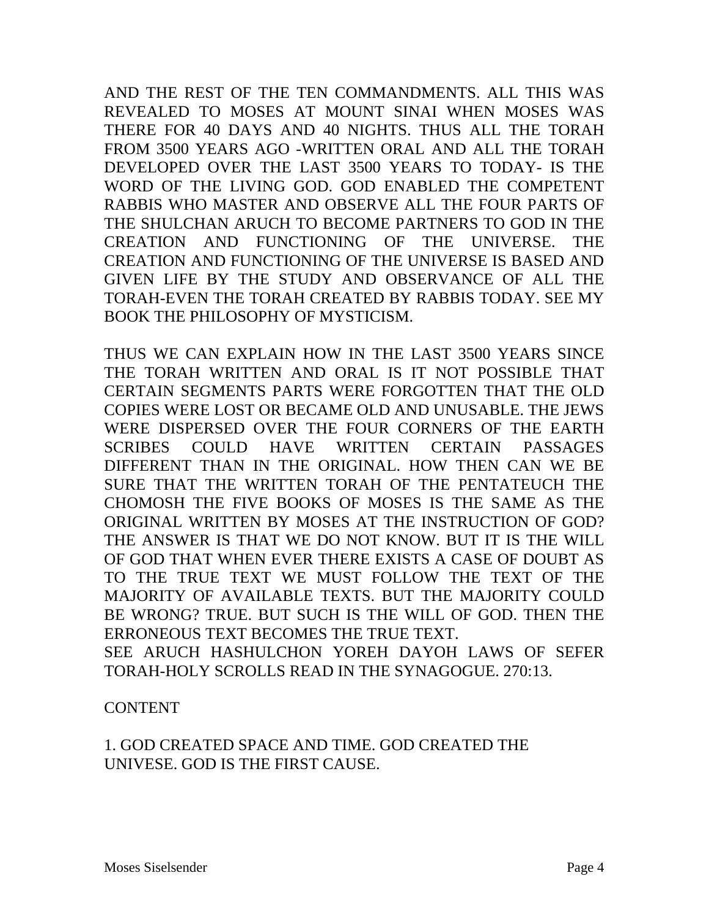AND THE REST OF THE TEN COMMANDMENTS. ALL THIS WAS REVEALED TO MOSES AT MOUNT SINAI WHEN MOSES WAS THERE FOR 40 DAYS AND 40 NIGHTS. THUS ALL THE TORAH FROM 3500 YEARS AGO -WRITTEN ORAL AND ALL THE TORAH DEVELOPED OVER THE LAST 3500 YEARS TO TODAY- IS THE WORD OF THE LIVING GOD. GOD ENABLED THE COMPETENT RABBIS WHO MASTER AND OBSERVE ALL THE FOUR PARTS OF THE SHULCHAN ARUCH TO BECOME PARTNERS TO GOD IN THE CREATION AND FUNCTIONING OF THE UNIVERSE. THE CREATION AND FUNCTIONING OF THE UNIVERSE IS BASED AND GIVEN LIFE BY THE STUDY AND OBSERVANCE OF ALL THE TORAH-EVEN THE TORAH CREATED BY RABBIS TODAY. SEE MY BOOK THE PHILOSOPHY OF MYSTICISM.

THUS WE CAN EXPLAIN HOW IN THE LAST 3500 YEARS SINCE THE TORAH WRITTEN AND ORAL IS IT NOT POSSIBLE THAT CERTAIN SEGMENTS PARTS WERE FORGOTTEN THAT THE OLD COPIES WERE LOST OR BECAME OLD AND UNUSABLE. THE JEWS WERE DISPERSED OVER THE FOUR CORNERS OF THE EARTH SCRIBES COULD HAVE WRITTEN CERTAIN PASSAGES DIFFERENT THAN IN THE ORIGINAL. HOW THEN CAN WE BE SURE THAT THE WRITTEN TORAH OF THE PENTATEUCH THE CHOMOSH THE FIVE BOOKS OF MOSES IS THE SAME AS THE ORIGINAL WRITTEN BY MOSES AT THE INSTRUCTION OF GOD? THE ANSWER IS THAT WE DO NOT KNOW. BUT IT IS THE WILL OF GOD THAT WHEN EVER THERE EXISTS A CASE OF DOUBT AS TO THE TRUE TEXT WE MUST FOLLOW THE TEXT OF THE MAJORITY OF AVAILABLE TEXTS. BUT THE MAJORITY COULD BE WRONG? TRUE. BUT SUCH IS THE WILL OF GOD. THEN THE ERRONEOUS TEXT BECOMES THE TRUE TEXT.
SEE ARUCH HASHULCHON YOREH DAYOH LAWS OF SEFER TORAH-HOLY SCROLLS READ IN THE SYNAGOGUE. 270:13.

CONTENT

1. GOD CREATED SPACE AND TIME. GOD CREATED THE UNIVESE. GOD IS THE FIRST CAUSE.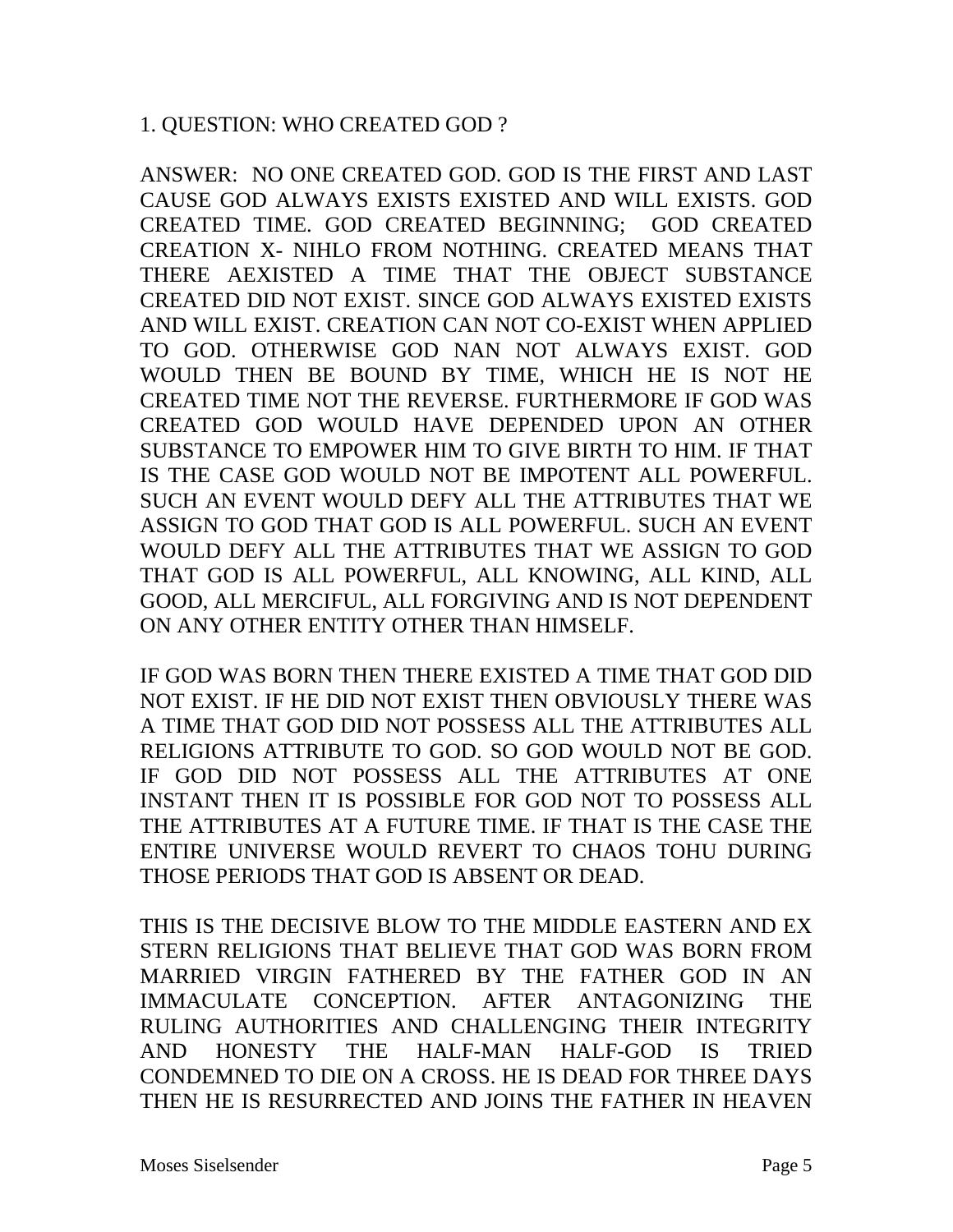1. QUESTION: WHO CREATED GOD ?

ANSWER: NO ONE CREATED GOD. GOD IS THE FIRST AND LAST CAUSE GOD ALWAYS EXISTS EXISTED AND WILL EXISTS. GOD CREATED TIME. GOD CREATED BEGINNING; GOD CREATED CREATION X- NIHLO FROM NOTHING. CREATED MEANS THAT THERE AEXISTED A TIME THAT THE OBJECT SUBSTANCE CREATED DID NOT EXIST. SINCE GOD ALWAYS EXISTED EXISTS AND WILL EXIST. CREATION CAN NOT CO-EXIST WHEN APPLIED TO GOD. OTHERWISE GOD NAN NOT ALWAYS EXIST. GOD WOULD THEN BE BOUND BY TIME, WHICH HE IS NOT HE CREATED TIME NOT THE REVERSE. FURTHERMORE IF GOD WAS CREATED GOD WOULD HAVE DEPENDED UPON AN OTHER SUBSTANCE TO EMPOWER HIM TO GIVE BIRTH TO HIM. IF THAT IS THE CASE GOD WOULD NOT BE IMPOTENT ALL POWERFUL. SUCH AN EVENT WOULD DEFY ALL THE ATTRIBUTES THAT WE ASSIGN TO GOD THAT GOD IS ALL POWERFUL. SUCH AN EVENT WOULD DEFY ALL THE ATTRIBUTES THAT WE ASSIGN TO GOD THAT GOD IS ALL POWERFUL, ALL KNOWING, ALL KIND, ALL GOOD, ALL MERCIFUL, ALL FORGIVING AND IS NOT DEPENDENT ON ANY OTHER ENTITY OTHER THAN HIMSELF.

IF GOD WAS BORN THEN THERE EXISTED A TIME THAT GOD DID NOT EXIST. IF HE DID NOT EXIST THEN OBVIOUSLY THERE WAS A TIME THAT GOD DID NOT POSSESS ALL THE ATTRIBUTES ALL RELIGIONS ATTRIBUTE TO GOD. SO GOD WOULD NOT BE GOD. IF GOD DID NOT POSSESS ALL THE ATTRIBUTES AT ONE INSTANT THEN IT IS POSSIBLE FOR GOD NOT TO POSSESS ALL THE ATTRIBUTES AT A FUTURE TIME. IF THAT IS THE CASE THE ENTIRE UNIVERSE WOULD REVERT TO CHAOS TOHU DURING THOSE PERIODS THAT GOD IS ABSENT OR DEAD.

THIS IS THE DECISIVE BLOW TO THE MIDDLE EASTERN AND EX STERN RELIGIONS THAT BELIEVE THAT GOD WAS BORN FROM MARRIED VIRGIN FATHERED BY THE FATHER GOD IN AN IMMACULATE CONCEPTION. AFTER ANTAGONIZING THE RULING AUTHORITIES AND CHALLENGING THEIR INTEGRITY AND HONESTY THE HALF-MAN HALF-GOD IS TRIED CONDEMNED TO DIE ON A CROSS. HE IS DEAD FOR THREE DAYS THEN HE IS RESURRECTED AND JOINS THE FATHER IN HEAVEN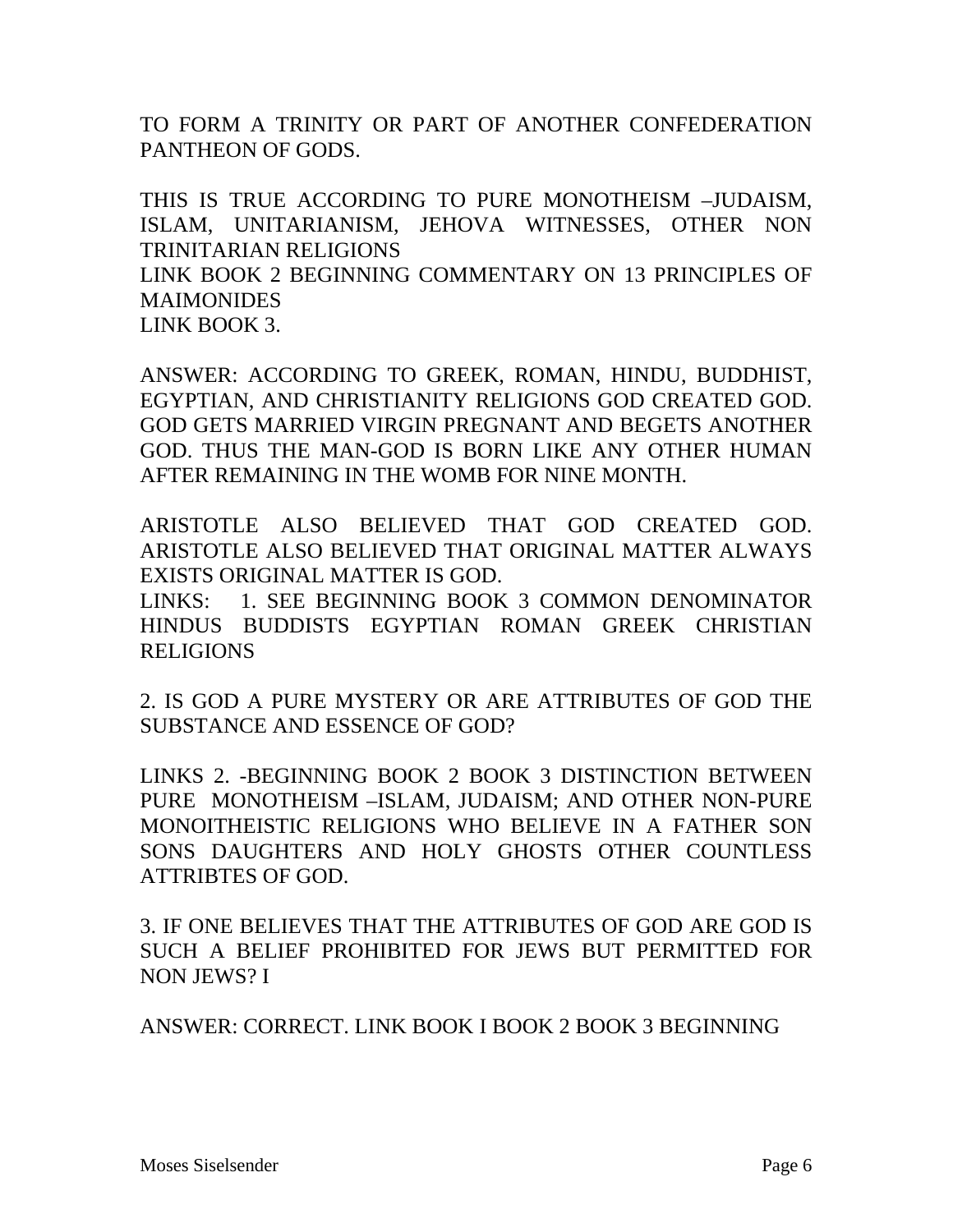TO FORM A TRINITY OR PART OF ANOTHER CONFEDERATION PANTHEON OF GODS.

THIS IS TRUE ACCORDING TO PURE MONOTHEISM –JUDAISM, ISLAM, UNITARIANISM, JEHOVA WITNESSES, OTHER NON TRINITARIAN RELIGIONS
LINK BOOK 2 BEGINNING COMMENTARY ON 13 PRINCIPLES OF MAIMONIDES
LINK BOOK 3.

ANSWER: ACCORDING TO GREEK, ROMAN, HINDU, BUDDHIST, EGYPTIAN, AND CHRISTIANITY RELIGIONS GOD CREATED GOD. GOD GETS MARRIED VIRGIN PREGNANT AND BEGETS ANOTHER GOD. THUS THE MAN-GOD IS BORN LIKE ANY OTHER HUMAN AFTER REMAINING IN THE WOMB FOR NINE MONTH.

ARISTOTLE ALSO BELIEVED THAT GOD CREATED GOD. ARISTOTLE ALSO BELIEVED THAT ORIGINAL MATTER ALWAYS EXISTS ORIGINAL MATTER IS GOD.
LINKS: 1. SEE BEGINNING BOOK 3 COMMON DENOMINATOR HINDUS BUDDISTS EGYPTIAN ROMAN GREEK CHRISTIAN RELIGIONS

2. IS GOD A PURE MYSTERY OR ARE ATTRIBUTES OF GOD THE SUBSTANCE AND ESSENCE OF GOD?

LINKS 2. -BEGINNING BOOK 2 BOOK 3 DISTINCTION BETWEEN PURE MONOTHEISM –ISLAM, JUDAISM; AND OTHER NON-PURE MONOITHEISTIC RELIGIONS WHO BELIEVE IN A FATHER SON SONS DAUGHTERS AND HOLY GHOSTS OTHER COUNTLESS ATTRIBTES OF GOD.

3. IF ONE BELIEVES THAT THE ATTRIBUTES OF GOD ARE GOD IS SUCH A BELIEF PROHIBITED FOR JEWS BUT PERMITTED FOR NON JEWS? I

ANSWER: CORRECT. LINK BOOK I BOOK 2 BOOK 3 BEGINNING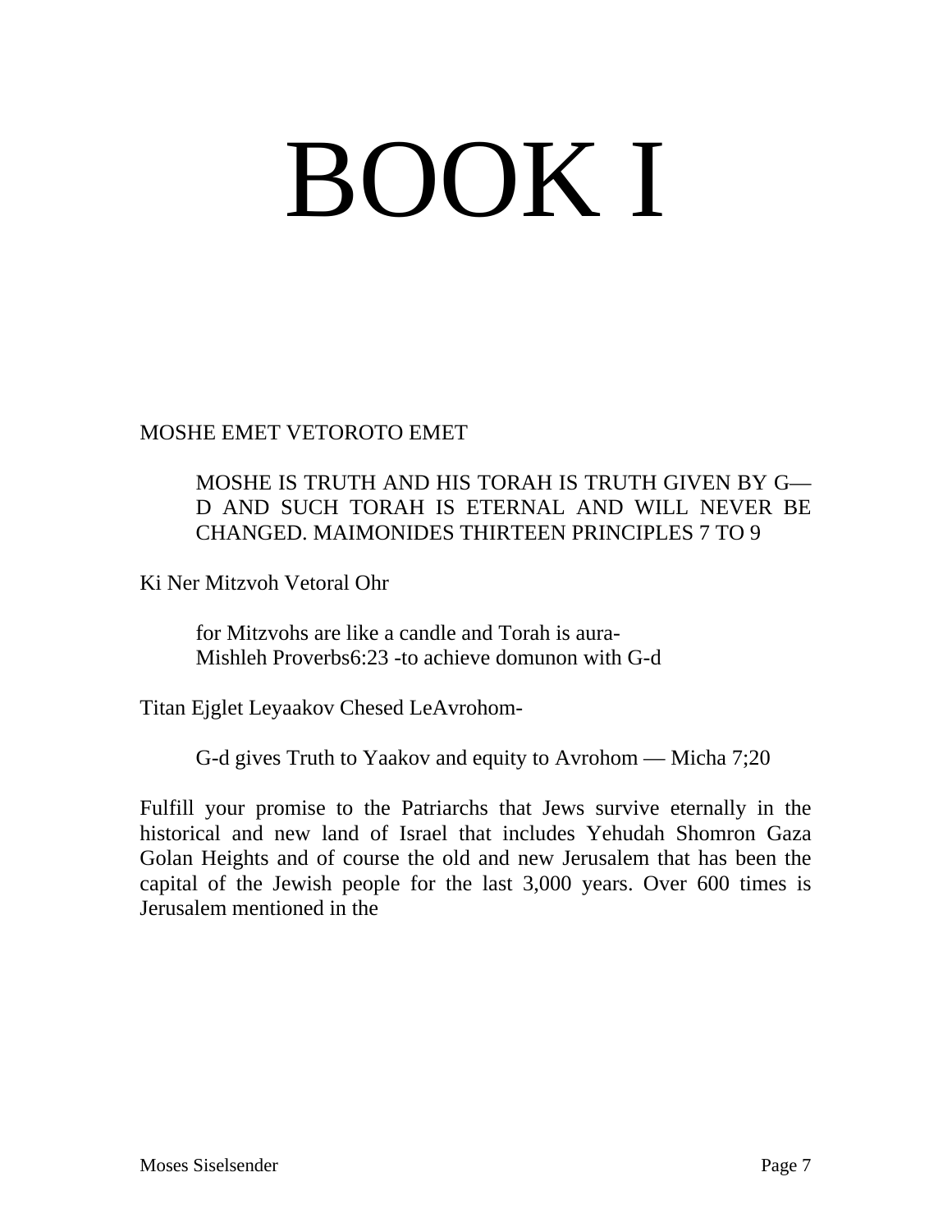# BOOK I

MOSHE EMET VETOROTO EMET

> MOSHE IS TRUTH AND HIS TORAH IS TRUTH GIVEN BY G—D AND SUCH TORAH IS ETERNAL AND WILL NEVER BE CHANGED. MAIMONIDES THIRTEEN PRINCIPLES 7 TO 9

Ki Ner Mitzvoh Vetoral Ohr

> for Mitzvohs are like a candle and Torah is aura-
> Mishleh Proverbs6:23 -to achieve domunon with G-d

Titan Ejglet Leyaakov Chesed LeAvrohom-

> G-d gives Truth to Yaakov and equity to Avrohom — Micha 7;20

Fulfill your promise to the Patriarchs that Jews survive eternally in the historical and new land of Israel that includes Yehudah Shomron Gaza Golan Heights and of course the old and new Jerusalem that has been the capital of the Jewish people for the last 3,000 years. Over 600 times is Jerusalem mentioned in the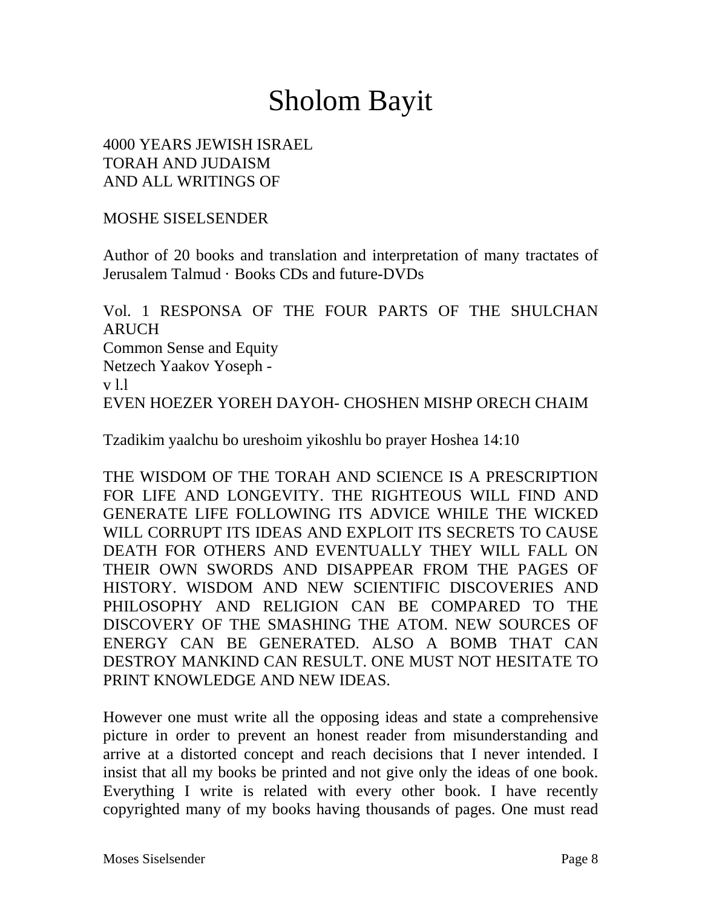# Sholom Bayit

4000 YEARS JEWISH ISRAEL
TORAH AND JUDAISM
AND ALL WRITINGS OF

MOSHE SISELSENDER

Author of 20 books and translation and interpretation of many tractates of Jerusalem Talmud · Books CDs and future-DVDs

Vol. 1 RESPONSA OF THE FOUR PARTS OF THE SHULCHAN ARUCH
Common Sense and Equity
Netzech Yaakov Yoseph -
v l.l
EVEN HOEZER YOREH DAYOH- CHOSHEN MISHP ORECH CHAIM

Tzadikim yaalchu bo ureshoim yikoshlu bo prayer Hoshea 14:10

THE WISDOM OF THE TORAH AND SCIENCE IS A PRESCRIPTION FOR LIFE AND LONGEVITY. THE RIGHTEOUS WILL FIND AND GENERATE LIFE FOLLOWING ITS ADVICE WHILE THE WICKED WILL CORRUPT ITS IDEAS AND EXPLOIT ITS SECRETS TO CAUSE DEATH FOR OTHERS AND EVENTUALLY THEY WILL FALL ON THEIR OWN SWORDS AND DISAPPEAR FROM THE PAGES OF HISTORY. WISDOM AND NEW SCIENTIFIC DISCOVERIES AND PHILOSOPHY AND RELIGION CAN BE COMPARED TO THE DISCOVERY OF THE SMASHING THE ATOM. NEW SOURCES OF ENERGY CAN BE GENERATED. ALSO A BOMB THAT CAN DESTROY MANKIND CAN RESULT. ONE MUST NOT HESITATE TO PRINT KNOWLEDGE AND NEW IDEAS.

However one must write all the opposing ideas and state a comprehensive picture in order to prevent an honest reader from misunderstanding and arrive at a distorted concept and reach decisions that I never intended. I insist that all my books be printed and not give only the ideas of one book. Everything I write is related with every other book. I have recently copyrighted many of my books having thousands of pages. One must read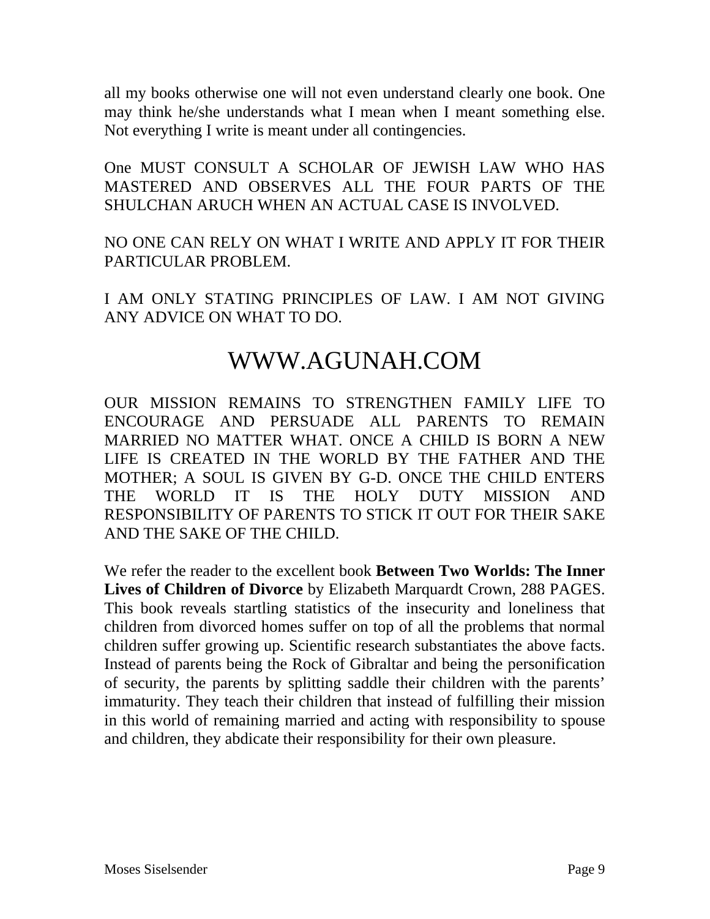all my books otherwise one will not even understand clearly one book. One may think he/she understands what I mean when I meant something else. Not everything I write is meant under all contingencies.

One MUST CONSULT A SCHOLAR OF JEWISH LAW WHO HAS MASTERED AND OBSERVES ALL THE FOUR PARTS OF THE SHULCHAN ARUCH WHEN AN ACTUAL CASE IS INVOLVED.

NO ONE CAN RELY ON WHAT I WRITE AND APPLY IT FOR THEIR PARTICULAR PROBLEM.

I AM ONLY STATING PRINCIPLES OF LAW. I AM NOT GIVING ANY ADVICE ON WHAT TO DO.

# WWW.AGUNAH.COM

OUR MISSION REMAINS TO STRENGTHEN FAMILY LIFE TO ENCOURAGE AND PERSUADE ALL PARENTS TO REMAIN MARRIED NO MATTER WHAT. ONCE A CHILD IS BORN A NEW LIFE IS CREATED IN THE WORLD BY THE FATHER AND THE MOTHER; A SOUL IS GIVEN BY G-D. ONCE THE CHILD ENTERS THE WORLD IT IS THE HOLY DUTY MISSION AND RESPONSIBILITY OF PARENTS TO STICK IT OUT FOR THEIR SAKE AND THE SAKE OF THE CHILD.

We refer the reader to the excellent book **Between Two Worlds: The Inner Lives of Children of Divorce** by Elizabeth Marquardt Crown, 288 PAGES. This book reveals startling statistics of the insecurity and loneliness that children from divorced homes suffer on top of all the problems that normal children suffer growing up. Scientific research substantiates the above facts. Instead of parents being the Rock of Gibraltar and being the personification of security, the parents by splitting saddle their children with the parents' immaturity. They teach their children that instead of fulfilling their mission in this world of remaining married and acting with responsibility to spouse and children, they abdicate their responsibility for their own pleasure.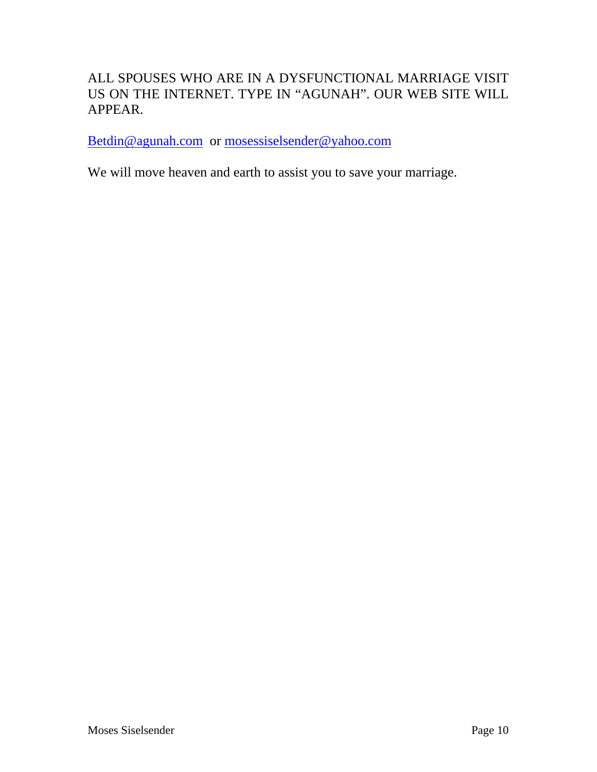ALL SPOUSES WHO ARE IN A DYSFUNCTIONAL MARRIAGE VISIT US ON THE INTERNET. TYPE IN "AGUNAH". OUR WEB SITE WILL APPEAR.

Betdin@agunah.com or mosessiselsender@yahoo.com

We will move heaven and earth to assist you to save your marriage.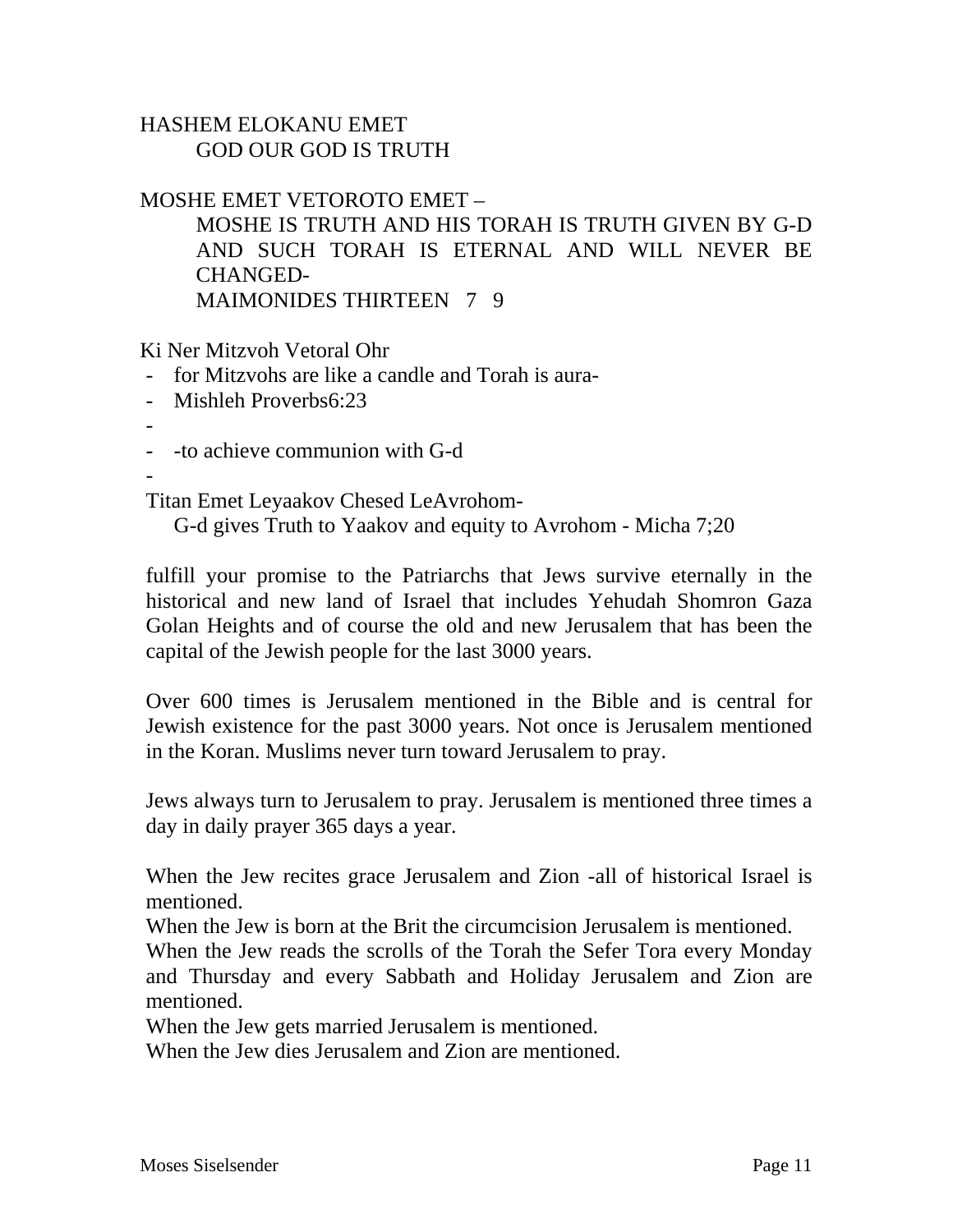HASHEM ELOKANU EMET

GOD OUR GOD IS TRUTH

MOSHE EMET VETOROTO EMET –

MOSHE IS TRUTH AND HIS TORAH IS TRUTH GIVEN BY G-D AND SUCH TORAH IS ETERNAL AND WILL NEVER BE CHANGED-

MAIMONIDES THIRTEEN 7 9

Ki Ner Mitzvoh Vetoral Ohr

- for Mitzvohs are like a candle and Torah is aura-
- Mishleh Proverbs6:23
-
- -to achieve communion with G-d
-

Titan Emet Leyaakov Chesed LeAvrohom-

G-d gives Truth to Yaakov and equity to Avrohom - Micha 7;20

fulfill your promise to the Patriarchs that Jews survive eternally in the historical and new land of Israel that includes Yehudah Shomron Gaza Golan Heights and of course the old and new Jerusalem that has been the capital of the Jewish people for the last 3000 years.

Over 600 times is Jerusalem mentioned in the Bible and is central for Jewish existence for the past 3000 years. Not once is Jerusalem mentioned in the Koran. Muslims never turn toward Jerusalem to pray.

Jews always turn to Jerusalem to pray. Jerusalem is mentioned three times a day in daily prayer 365 days a year.

When the Jew recites grace Jerusalem and Zion -all of historical Israel is mentioned.
When the Jew is born at the Brit the circumcision Jerusalem is mentioned.
When the Jew reads the scrolls of the Torah the Sefer Tora every Monday and Thursday and every Sabbath and Holiday Jerusalem and Zion are mentioned.
When the Jew gets married Jerusalem is mentioned.
When the Jew dies Jerusalem and Zion are mentioned.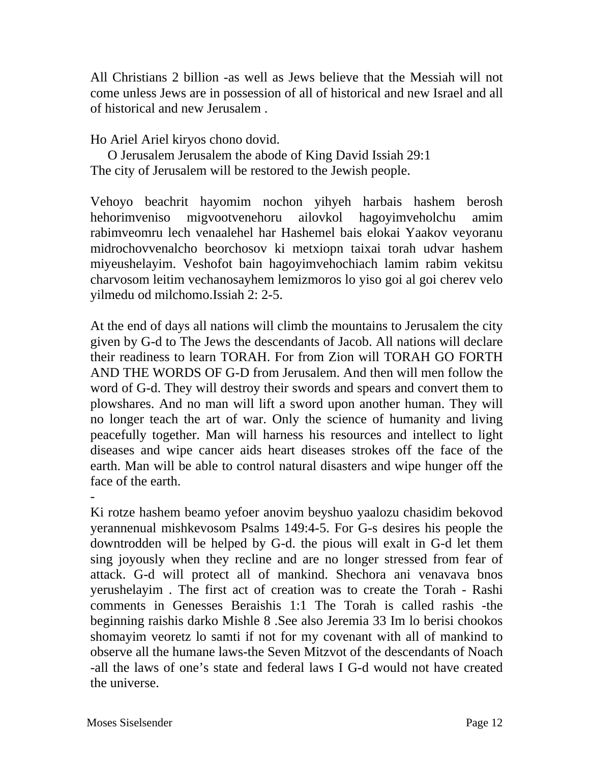All Christians 2 billion -as well as Jews believe that the Messiah will not come unless Jews are in possession of all of historical and new Israel and all of historical and new Jerusalem .

Ho Ariel Ariel kiryos chono dovid.
O Jerusalem Jerusalem the abode of King David Issiah 29:1
The city of Jerusalem will be restored to the Jewish people.

Vehoyo beachrit hayomim nochon yihyeh harbais hashem berosh hehorimveniso migvootvenehoru ailovkol hagoyimveholchu amim rabimveomru lech venaalehel har Hashemel bais elokai Yaakov veyoranu midrochovvenalcho beorchosov ki metxiopn taixai torah udvar hashem miyeushelayim. Veshofot bain hagoyimvehochiach lamim rabim vekitsu charvosom leitim vechanosayhem lemizmoros lo yiso goi al goi cherev velo yilmedu od milchomo.Issiah 2: 2-5.

At the end of days all nations will climb the mountains to Jerusalem the city given by G-d to The Jews the descendants of Jacob. All nations will declare their readiness to learn TORAH. For from Zion will TORAH GO FORTH AND THE WORDS OF G-D from Jerusalem. And then will men follow the word of G-d. They will destroy their swords and spears and convert them to plowshares. And no man will lift a sword upon another human. They will no longer teach the art of war. Only the science of humanity and living peacefully together. Man will harness his resources and intellect to light diseases and wipe cancer aids heart diseases strokes off the face of the earth. Man will be able to control natural disasters and wipe hunger off the face of the earth.

-

Ki rotze hashem beamo yefoer anovim beyshuo yaalozu chasidim bekovod yerannenual mishkevosom Psalms 149:4-5. For G-s desires his people the downtrodden will be helped by G-d. the pious will exalt in G-d let them sing joyously when they recline and are no longer stressed from fear of attack. G-d will protect all of mankind. Shechora ani venavava bnos yerushelayim . The first act of creation was to create the Torah - Rashi comments in Genesses Beraishis 1:1 The Torah is called rashis -the beginning raishis darko Mishle 8 .See also Jeremia 33 Im lo berisi chookos shomayim veoretz lo samti if not for my covenant with all of mankind to observe all the humane laws-the Seven Mitzvot of the descendants of Noach -all the laws of one's state and federal laws I G-d would not have created the universe.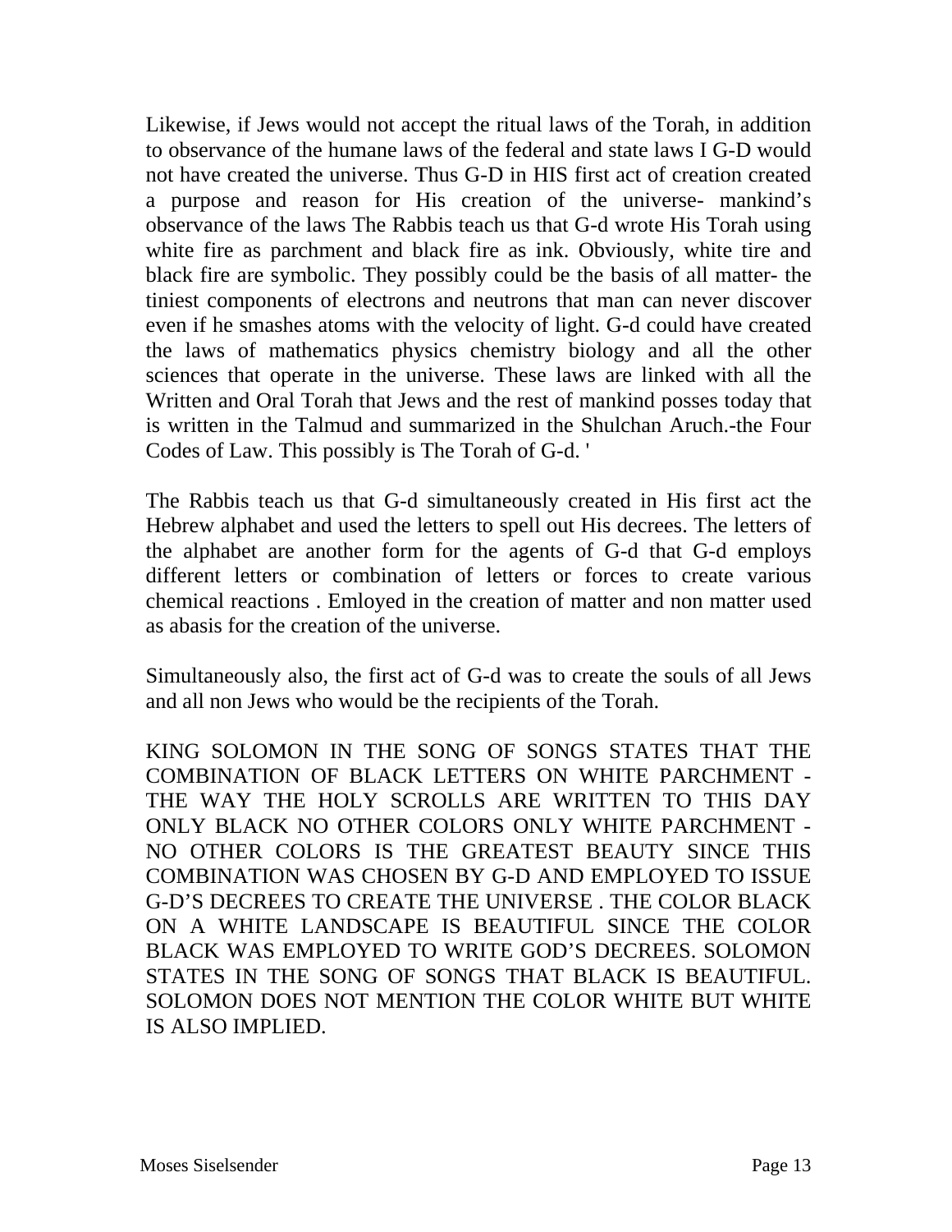Likewise, if Jews would not accept the ritual laws of the Torah, in addition to observance of the humane laws of the federal and state laws I G-D would not have created the universe. Thus G-D in HIS first act of creation created a purpose and reason for His creation of the universe- mankind's observance of the laws The Rabbis teach us that G-d wrote His Torah using white fire as parchment and black fire as ink. Obviously, white tire and black fire are symbolic. They possibly could be the basis of all matter- the tiniest components of electrons and neutrons that man can never discover even if he smashes atoms with the velocity of light. G-d could have created the laws of mathematics physics chemistry biology and all the other sciences that operate in the universe. These laws are linked with all the Written and Oral Torah that Jews and the rest of mankind posses today that is written in the Talmud and summarized in the Shulchan Aruch.-the Four Codes of Law. This possibly is The Torah of G-d. '

The Rabbis teach us that G-d simultaneously created in His first act the Hebrew alphabet and used the letters to spell out His decrees. The letters of the alphabet are another form for the agents of G-d that G-d employs different letters or combination of letters or forces to create various chemical reactions . Emloyed in the creation of matter and non matter used as abasis for the creation of the universe.

Simultaneously also, the first act of G-d was to create the souls of all Jews and all non Jews who would be the recipients of the Torah.

KING SOLOMON IN THE SONG OF SONGS STATES THAT THE COMBINATION OF BLACK LETTERS ON WHITE PARCHMENT - THE WAY THE HOLY SCROLLS ARE WRITTEN TO THIS DAY ONLY BLACK NO OTHER COLORS ONLY WHITE PARCHMENT - NO OTHER COLORS IS THE GREATEST BEAUTY SINCE THIS COMBINATION WAS CHOSEN BY G-D AND EMPLOYED TO ISSUE G-D'S DECREES TO CREATE THE UNIVERSE . THE COLOR BLACK ON A WHITE LANDSCAPE IS BEAUTIFUL SINCE THE COLOR BLACK WAS EMPLOYED TO WRITE GOD'S DECREES. SOLOMON STATES IN THE SONG OF SONGS THAT BLACK IS BEAUTIFUL. SOLOMON DOES NOT MENTION THE COLOR WHITE BUT WHITE IS ALSO IMPLIED.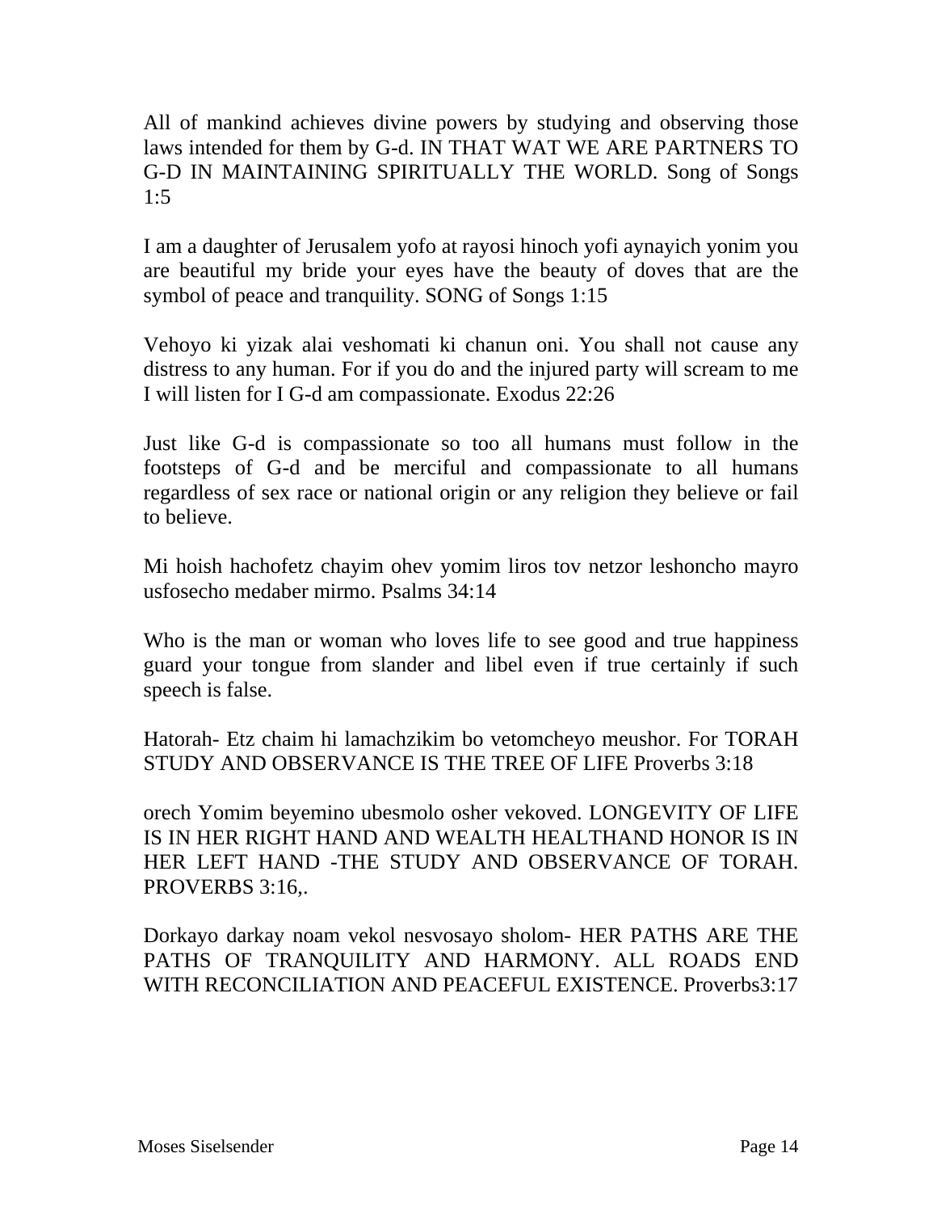All of mankind achieves divine powers by studying and observing those laws intended for them by G-d. IN THAT WAT WE ARE PARTNERS TO G-D IN MAINTAINING SPIRITUALLY THE WORLD. Song of Songs 1:5

I am a daughter of Jerusalem yofo at rayosi hinoch yofi aynayich yonim you are beautiful my bride your eyes have the beauty of doves that are the symbol of peace and tranquility. SONG of Songs 1:15

Vehoyo ki yizak alai veshomati ki chanun oni. You shall not cause any distress to any human. For if you do and the injured party will scream to me I will listen for I G-d am compassionate. Exodus 22:26

Just like G-d is compassionate so too all humans must follow in the footsteps of G-d and be merciful and compassionate to all humans regardless of sex race or national origin or any religion they believe or fail to believe.

Mi hoish hachofetz chayim ohev yomim liros tov netzor leshoncho mayro usfosecho medaber mirmo. Psalms 34:14

Who is the man or woman who loves life to see good and true happiness guard your tongue from slander and libel even if true certainly if such speech is false.

Hatorah- Etz chaim hi lamachzikim bo vetomcheyo meushor. For TORAH STUDY AND OBSERVANCE IS THE TREE OF LIFE Proverbs 3:18

orech Yomim beyemino ubesmolo osher vekoved. LONGEVITY OF LIFE IS IN HER RIGHT HAND AND WEALTH HEALTHAND HONOR IS IN HER LEFT HAND -THE STUDY AND OBSERVANCE OF TORAH. PROVERBS 3:16,.

Dorkayo darkay noam vekol nesvosayo sholom- HER PATHS ARE THE PATHS OF TRANQUILITY AND HARMONY. ALL ROADS END WITH RECONCILIATION AND PEACEFUL EXISTENCE. Proverbs3:17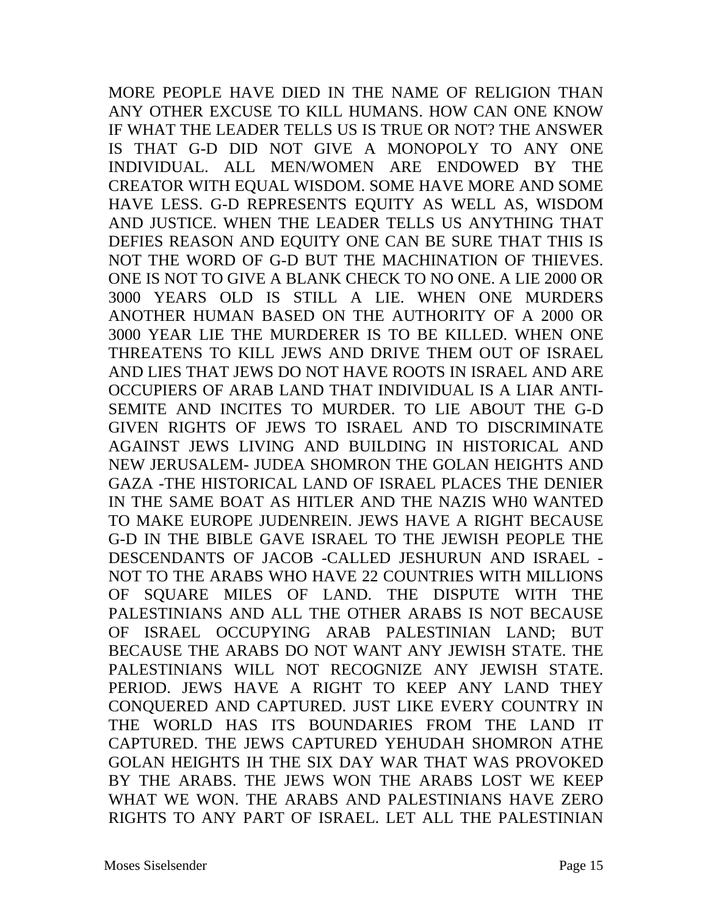MORE PEOPLE HAVE DIED IN THE NAME OF RELIGION THAN ANY OTHER EXCUSE TO KILL HUMANS. HOW CAN ONE KNOW IF WHAT THE LEADER TELLS US IS TRUE OR NOT? THE ANSWER IS THAT G-D DID NOT GIVE A MONOPOLY TO ANY ONE INDIVIDUAL. ALL MEN/WOMEN ARE ENDOWED BY THE CREATOR WITH EQUAL WISDOM. SOME HAVE MORE AND SOME HAVE LESS. G-D REPRESENTS EQUITY AS WELL AS, WISDOM AND JUSTICE. WHEN THE LEADER TELLS US ANYTHING THAT DEFIES REASON AND EQUITY ONE CAN BE SURE THAT THIS IS NOT THE WORD OF G-D BUT THE MACHINATION OF THIEVES. ONE IS NOT TO GIVE A BLANK CHECK TO NO ONE. A LIE 2000 OR 3000 YEARS OLD IS STILL A LIE. WHEN ONE MURDERS ANOTHER HUMAN BASED ON THE AUTHORITY OF A 2000 OR 3000 YEAR LIE THE MURDERER IS TO BE KILLED. WHEN ONE THREATENS TO KILL JEWS AND DRIVE THEM OUT OF ISRAEL AND LIES THAT JEWS DO NOT HAVE ROOTS IN ISRAEL AND ARE OCCUPIERS OF ARAB LAND THAT INDIVIDUAL IS A LIAR ANTI-SEMITE AND INCITES TO MURDER. TO LIE ABOUT THE G-D GIVEN RIGHTS OF JEWS TO ISRAEL AND TO DISCRIMINATE AGAINST JEWS LIVING AND BUILDING IN HISTORICAL AND NEW JERUSALEM- JUDEA SHOMRON THE GOLAN HEIGHTS AND GAZA -THE HISTORICAL LAND OF ISRAEL PLACES THE DENIER IN THE SAME BOAT AS HITLER AND THE NAZIS WH0 WANTED TO MAKE EUROPE JUDENREIN. JEWS HAVE A RIGHT BECAUSE G-D IN THE BIBLE GAVE ISRAEL TO THE JEWISH PEOPLE THE DESCENDANTS OF JACOB -CALLED JESHURUN AND ISRAEL - NOT TO THE ARABS WHO HAVE 22 COUNTRIES WITH MILLIONS OF SQUARE MILES OF LAND. THE DISPUTE WITH THE PALESTINIANS AND ALL THE OTHER ARABS IS NOT BECAUSE OF ISRAEL OCCUPYING ARAB PALESTINIAN LAND; BUT BECAUSE THE ARABS DO NOT WANT ANY JEWISH STATE. THE PALESTINIANS WILL NOT RECOGNIZE ANY JEWISH STATE. PERIOD. JEWS HAVE A RIGHT TO KEEP ANY LAND THEY CONQUERED AND CAPTURED. JUST LIKE EVERY COUNTRY IN THE WORLD HAS ITS BOUNDARIES FROM THE LAND IT CAPTURED. THE JEWS CAPTURED YEHUDAH SHOMRON ATHE GOLAN HEIGHTS IH THE SIX DAY WAR THAT WAS PROVOKED BY THE ARABS. THE JEWS WON THE ARABS LOST WE KEEP WHAT WE WON. THE ARABS AND PALESTINIANS HAVE ZERO RIGHTS TO ANY PART OF ISRAEL. LET ALL THE PALESTINIAN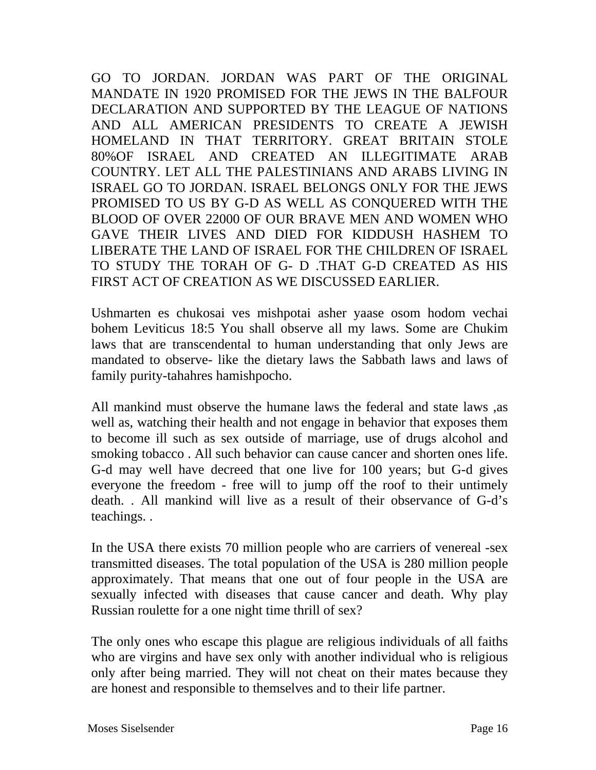GO TO JORDAN. JORDAN WAS PART OF THE ORIGINAL MANDATE IN 1920 PROMISED FOR THE JEWS IN THE BALFOUR DECLARATION AND SUPPORTED BY THE LEAGUE OF NATIONS AND ALL AMERICAN PRESIDENTS TO CREATE A JEWISH HOMELAND IN THAT TERRITORY. GREAT BRITAIN STOLE 80%OF ISRAEL AND CREATED AN ILLEGITIMATE ARAB COUNTRY. LET ALL THE PALESTINIANS AND ARABS LIVING IN ISRAEL GO TO JORDAN. ISRAEL BELONGS ONLY FOR THE JEWS PROMISED TO US BY G-D AS WELL AS CONQUERED WITH THE BLOOD OF OVER 22000 OF OUR BRAVE MEN AND WOMEN WHO GAVE THEIR LIVES AND DIED FOR KIDDUSH HASHEM TO LIBERATE THE LAND OF ISRAEL FOR THE CHILDREN OF ISRAEL TO STUDY THE TORAH OF G- D .THAT G-D CREATED AS HIS FIRST ACT OF CREATION AS WE DISCUSSED EARLIER.

Ushmarten es chukosai ves mishpotai asher yaase osom hodom vechai bohem Leviticus 18:5 You shall observe all my laws. Some are Chukim laws that are transcendental to human understanding that only Jews are mandated to observe- like the dietary laws the Sabbath laws and laws of family purity-tahahres hamishpocho.

All mankind must observe the humane laws the federal and state laws ,as well as, watching their health and not engage in behavior that exposes them to become ill such as sex outside of marriage, use of drugs alcohol and smoking tobacco . All such behavior can cause cancer and shorten ones life. G-d may well have decreed that one live for 100 years; but G-d gives everyone the freedom - free will to jump off the roof to their untimely death. . All mankind will live as a result of their observance of G-d's teachings. .

In the USA there exists 70 million people who are carriers of venereal -sex transmitted diseases. The total population of the USA is 280 million people approximately. That means that one out of four people in the USA are sexually infected with diseases that cause cancer and death. Why play Russian roulette for a one night time thrill of sex?

The only ones who escape this plague are religious individuals of all faiths who are virgins and have sex only with another individual who is religious only after being married. They will not cheat on their mates because they are honest and responsible to themselves and to their life partner.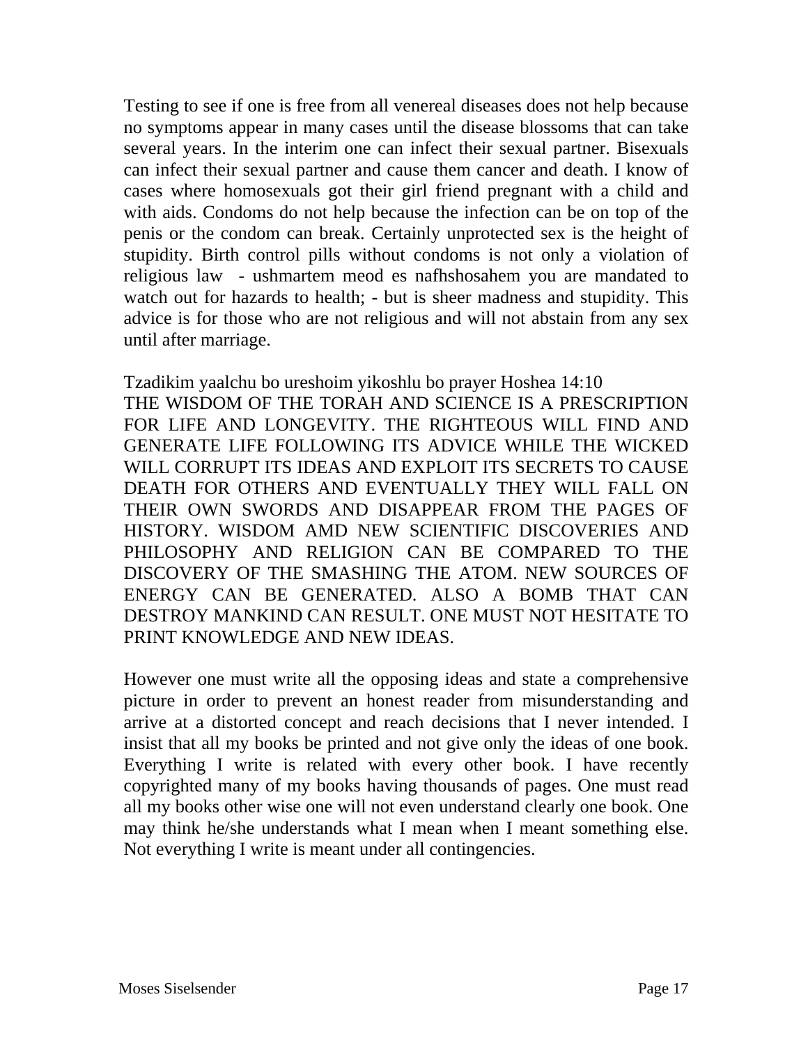Testing to see if one is free from all venereal diseases does not help because no symptoms appear in many cases until the disease blossoms that can take several years. In the interim one can infect their sexual partner. Bisexuals can infect their sexual partner and cause them cancer and death. I know of cases where homosexuals got their girl friend pregnant with a child and with aids. Condoms do not help because the infection can be on top of the penis or the condom can break. Certainly unprotected sex is the height of stupidity. Birth control pills without condoms is not only a violation of religious law - ushmartem meod es nafhshosahem you are mandated to watch out for hazards to health; - but is sheer madness and stupidity. This advice is for those who are not religious and will not abstain from any sex until after marriage.

Tzadikim yaalchu bo ureshoim yikoshlu bo prayer Hoshea 14:10
THE WISDOM OF THE TORAH AND SCIENCE IS A PRESCRIPTION FOR LIFE AND LONGEVITY. THE RIGHTEOUS WILL FIND AND GENERATE LIFE FOLLOWING ITS ADVICE WHILE THE WICKED WILL CORRUPT ITS IDEAS AND EXPLOIT ITS SECRETS TO CAUSE DEATH FOR OTHERS AND EVENTUALLY THEY WILL FALL ON THEIR OWN SWORDS AND DISAPPEAR FROM THE PAGES OF HISTORY. WISDOM AMD NEW SCIENTIFIC DISCOVERIES AND PHILOSOPHY AND RELIGION CAN BE COMPARED TO THE DISCOVERY OF THE SMASHING THE ATOM. NEW SOURCES OF ENERGY CAN BE GENERATED. ALSO A BOMB THAT CAN DESTROY MANKIND CAN RESULT. ONE MUST NOT HESITATE TO PRINT KNOWLEDGE AND NEW IDEAS.

However one must write all the opposing ideas and state a comprehensive picture in order to prevent an honest reader from misunderstanding and arrive at a distorted concept and reach decisions that I never intended. I insist that all my books be printed and not give only the ideas of one book. Everything I write is related with every other book. I have recently copyrighted many of my books having thousands of pages. One must read all my books other wise one will not even understand clearly one book. One may think he/she understands what I mean when I meant something else. Not everything I write is meant under all contingencies.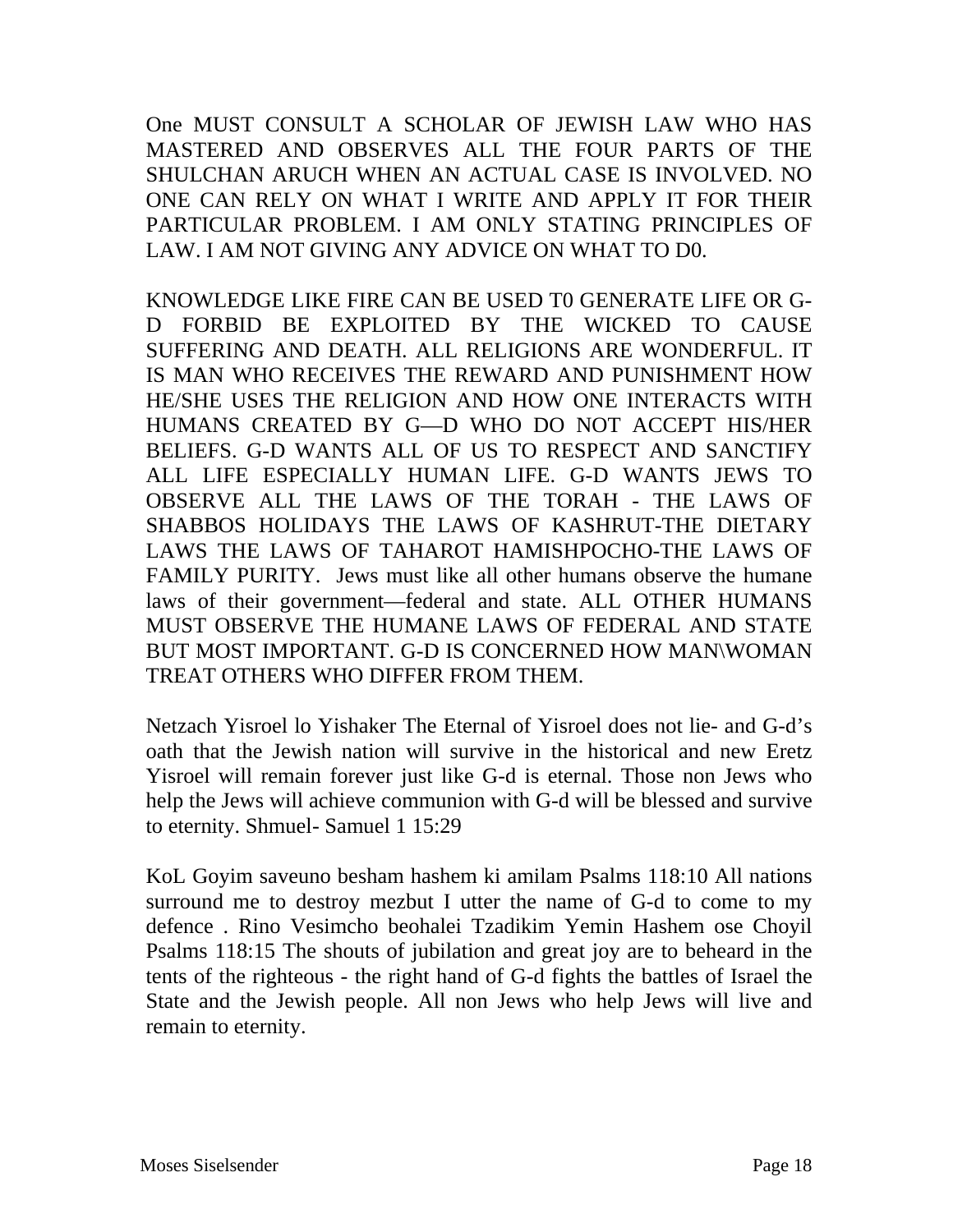One MUST CONSULT A SCHOLAR OF JEWISH LAW WHO HAS MASTERED AND OBSERVES ALL THE FOUR PARTS OF THE SHULCHAN ARUCH WHEN AN ACTUAL CASE IS INVOLVED. NO ONE CAN RELY ON WHAT I WRITE AND APPLY IT FOR THEIR PARTICULAR PROBLEM. I AM ONLY STATING PRINCIPLES OF LAW. I AM NOT GIVING ANY ADVICE ON WHAT TO D0.

KNOWLEDGE LIKE FIRE CAN BE USED T0 GENERATE LIFE OR G-D FORBID BE EXPLOITED BY THE WICKED TO CAUSE SUFFERING AND DEATH. ALL RELIGIONS ARE WONDERFUL. IT IS MAN WHO RECEIVES THE REWARD AND PUNISHMENT HOW HE/SHE USES THE RELIGION AND HOW ONE INTERACTS WITH HUMANS CREATED BY G—D WHO DO NOT ACCEPT HIS/HER BELIEFS. G-D WANTS ALL OF US TO RESPECT AND SANCTIFY ALL LIFE ESPECIALLY HUMAN LIFE. G-D WANTS JEWS TO OBSERVE ALL THE LAWS OF THE TORAH - THE LAWS OF SHABBOS HOLIDAYS THE LAWS OF KASHRUT-THE DIETARY LAWS THE LAWS OF TAHAROT HAMISHPOCHO-THE LAWS OF FAMILY PURITY. Jews must like all other humans observe the humane laws of their government—federal and state. ALL OTHER HUMANS MUST OBSERVE THE HUMANE LAWS OF FEDERAL AND STATE BUT MOST IMPORTANT. G-D IS CONCERNED HOW MAN\WOMAN TREAT OTHERS WHO DIFFER FROM THEM.

Netzach Yisroel lo Yishaker The Eternal of Yisroel does not lie- and G-d's oath that the Jewish nation will survive in the historical and new Eretz Yisroel will remain forever just like G-d is eternal. Those non Jews who help the Jews will achieve communion with G-d will be blessed and survive to eternity. Shmuel- Samuel 1 15:29

KoL Goyim saveuno besham hashem ki amilam Psalms 118:10 All nations surround me to destroy mezbut I utter the name of G-d to come to my defence . Rino Vesimcho beohalei Tzadikim Yemin Hashem ose Choyil Psalms 118:15 The shouts of jubilation and great joy are to beheard in the tents of the righteous - the right hand of G-d fights the battles of Israel the State and the Jewish people. All non Jews who help Jews will live and remain to eternity.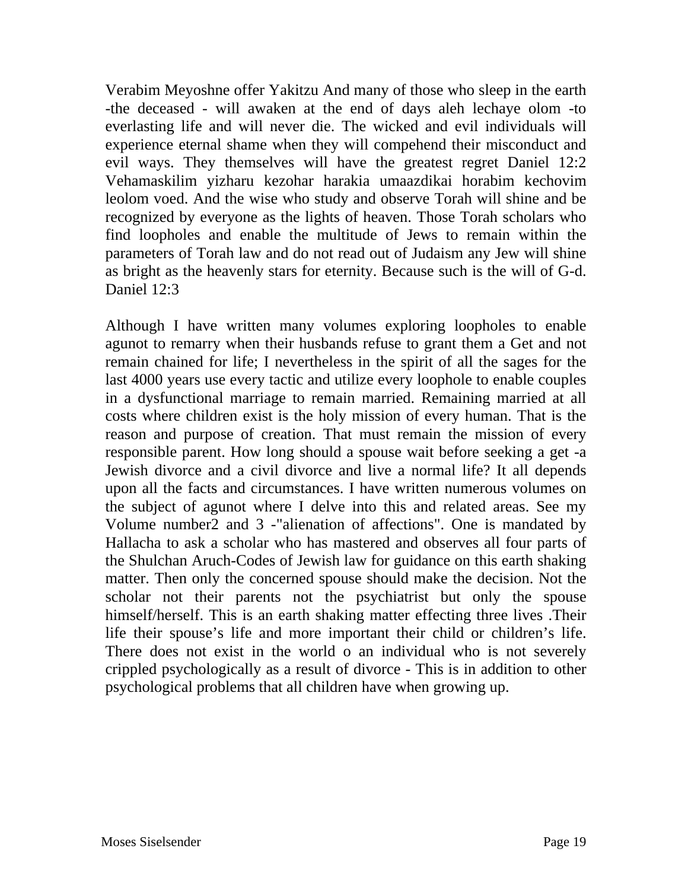Verabim Meyoshne offer Yakitzu And many of those who sleep in the earth -the deceased - will awaken at the end of days aleh lechaye olom -to everlasting life and will never die. The wicked and evil individuals will experience eternal shame when they will compehend their misconduct and evil ways. They themselves will have the greatest regret Daniel 12:2 Vehamaskilim yizharu kezohar harakia umaazdikai horabim kechovim leolom voed. And the wise who study and observe Torah will shine and be recognized by everyone as the lights of heaven. Those Torah scholars who find loopholes and enable the multitude of Jews to remain within the parameters of Torah law and do not read out of Judaism any Jew will shine as bright as the heavenly stars for eternity. Because such is the will of G-d. Daniel 12:3

Although I have written many volumes exploring loopholes to enable agunot to remarry when their husbands refuse to grant them a Get and not remain chained for life; I nevertheless in the spirit of all the sages for the last 4000 years use every tactic and utilize every loophole to enable couples in a dysfunctional marriage to remain married. Remaining married at all costs where children exist is the holy mission of every human. That is the reason and purpose of creation. That must remain the mission of every responsible parent. How long should a spouse wait before seeking a get -a Jewish divorce and a civil divorce and live a normal life? It all depends upon all the facts and circumstances. I have written numerous volumes on the subject of agunot where I delve into this and related areas. See my Volume number2 and 3 -"alienation of affections". One is mandated by Hallacha to ask a scholar who has mastered and observes all four parts of the Shulchan Aruch-Codes of Jewish law for guidance on this earth shaking matter. Then only the concerned spouse should make the decision. Not the scholar not their parents not the psychiatrist but only the spouse himself/herself. This is an earth shaking matter effecting three lives .Their life their spouse's life and more important their child or children's life. There does not exist in the world o an individual who is not severely crippled psychologically as a result of divorce - This is in addition to other psychological problems that all children have when growing up.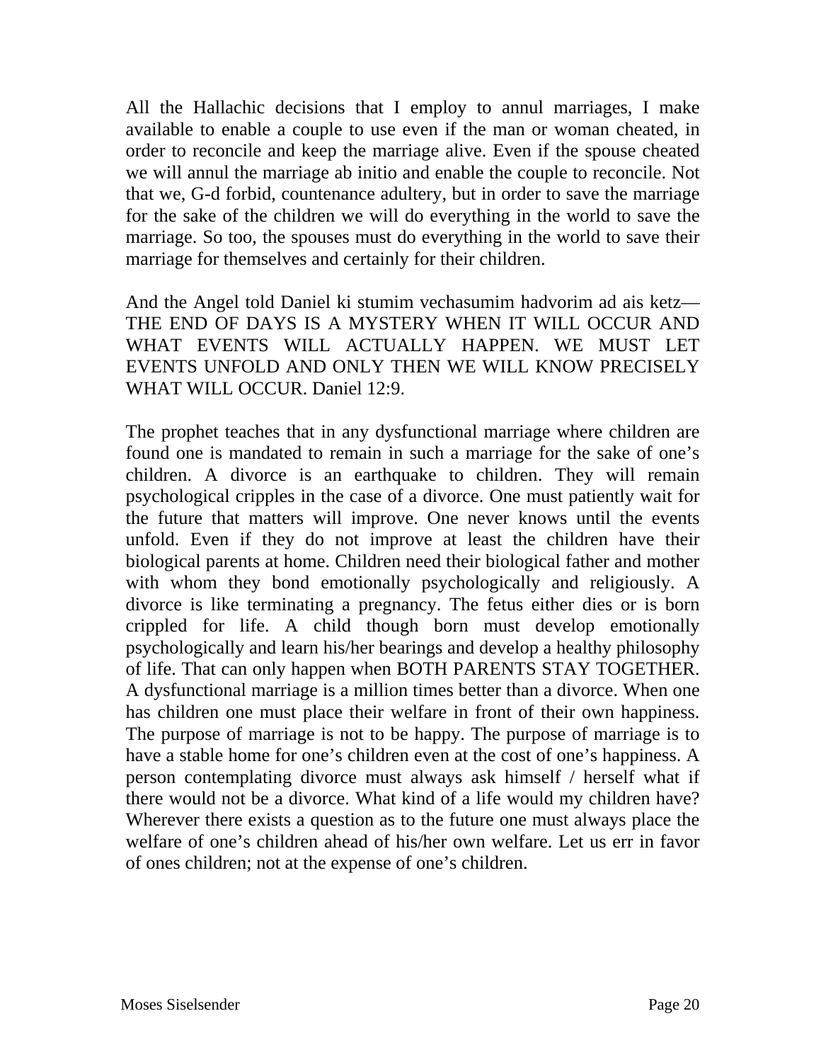All the Hallachic decisions that I employ to annul marriages, I make available to enable a couple to use even if the man or woman cheated, in order to reconcile and keep the marriage alive. Even if the spouse cheated we will annul the marriage ab initio and enable the couple to reconcile. Not that we, G-d forbid, countenance adultery, but in order to save the marriage for the sake of the children we will do everything in the world to save the marriage. So too, the spouses must do everything in the world to save their marriage for themselves and certainly for their children.

And the Angel told Daniel ki stumim vechasumim hadvorim ad ais ketz—THE END OF DAYS IS A MYSTERY WHEN IT WILL OCCUR AND WHAT EVENTS WILL ACTUALLY HAPPEN. WE MUST LET EVENTS UNFOLD AND ONLY THEN WE WILL KNOW PRECISELY WHAT WILL OCCUR. Daniel 12:9.

The prophet teaches that in any dysfunctional marriage where children are found one is mandated to remain in such a marriage for the sake of one's children. A divorce is an earthquake to children. They will remain psychological cripples in the case of a divorce. One must patiently wait for the future that matters will improve. One never knows until the events unfold. Even if they do not improve at least the children have their biological parents at home. Children need their biological father and mother with whom they bond emotionally psychologically and religiously. A divorce is like terminating a pregnancy. The fetus either dies or is born crippled for life. A child though born must develop emotionally psychologically and learn his/her bearings and develop a healthy philosophy of life. That can only happen when BOTH PARENTS STAY TOGETHER. A dysfunctional marriage is a million times better than a divorce. When one has children one must place their welfare in front of their own happiness. The purpose of marriage is not to be happy. The purpose of marriage is to have a stable home for one's children even at the cost of one's happiness. A person contemplating divorce must always ask himself / herself what if there would not be a divorce. What kind of a life would my children have? Wherever there exists a question as to the future one must always place the welfare of one's children ahead of his/her own welfare. Let us err in favor of ones children; not at the expense of one's children.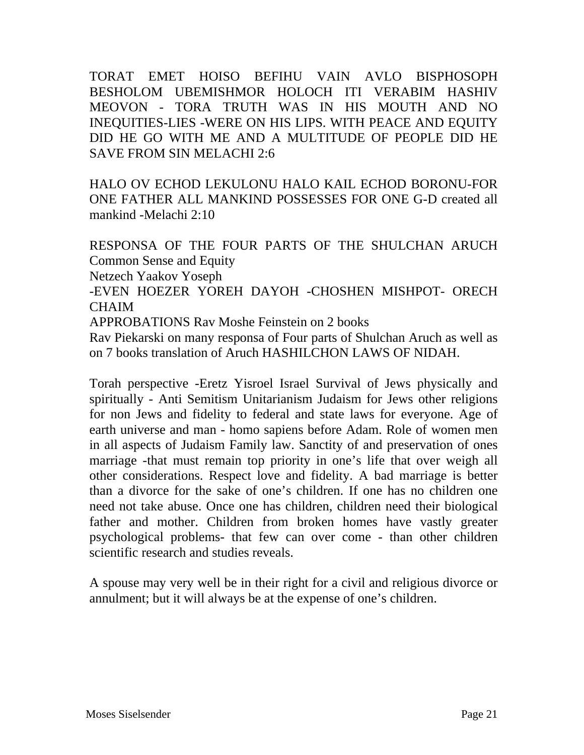TORAT EMET HOISO BEFIHU VAIN AVLO BISPHOSOPH BESHOLOM UBEMISHMOR HOLOCH ITI VERABIM HASHIV MEOVON - TORA TRUTH WAS IN HIS MOUTH AND NO INEQUITIES-LIES -WERE ON HIS LIPS. WITH PEACE AND EQUITY DID HE GO WITH ME AND A MULTITUDE OF PEOPLE DID HE SAVE FROM SIN MELACHI 2:6

HALO OV ECHOD LEKULONU HALO KAIL ECHOD BORONU-FOR ONE FATHER ALL MANKIND POSSESSES FOR ONE G-D created all mankind -Melachi 2:10

RESPONSA OF THE FOUR PARTS OF THE SHULCHAN ARUCH Common Sense and Equity

Netzech Yaakov Yoseph

-EVEN HOEZER YOREH DAYOH -CHOSHEN MISHPOT- ORECH CHAIM

APPROBATIONS Rav Moshe Feinstein on 2 books

Rav Piekarski on many responsa of Four parts of Shulchan Aruch as well as on 7 books translation of Aruch HASHILCHON LAWS OF NIDAH.

Torah perspective -Eretz Yisroel Israel Survival of Jews physically and spiritually - Anti Semitism Unitarianism Judaism for Jews other religions for non Jews and fidelity to federal and state laws for everyone. Age of earth universe and man - homo sapiens before Adam. Role of women men in all aspects of Judaism Family law. Sanctity of and preservation of ones marriage -that must remain top priority in one's life that over weigh all other considerations. Respect love and fidelity. A bad marriage is better than a divorce for the sake of one's children. If one has no children one need not take abuse. Once one has children, children need their biological father and mother. Children from broken homes have vastly greater psychological problems- that few can over come - than other children scientific research and studies reveals.

A spouse may very well be in their right for a civil and religious divorce or annulment; but it will always be at the expense of one's children.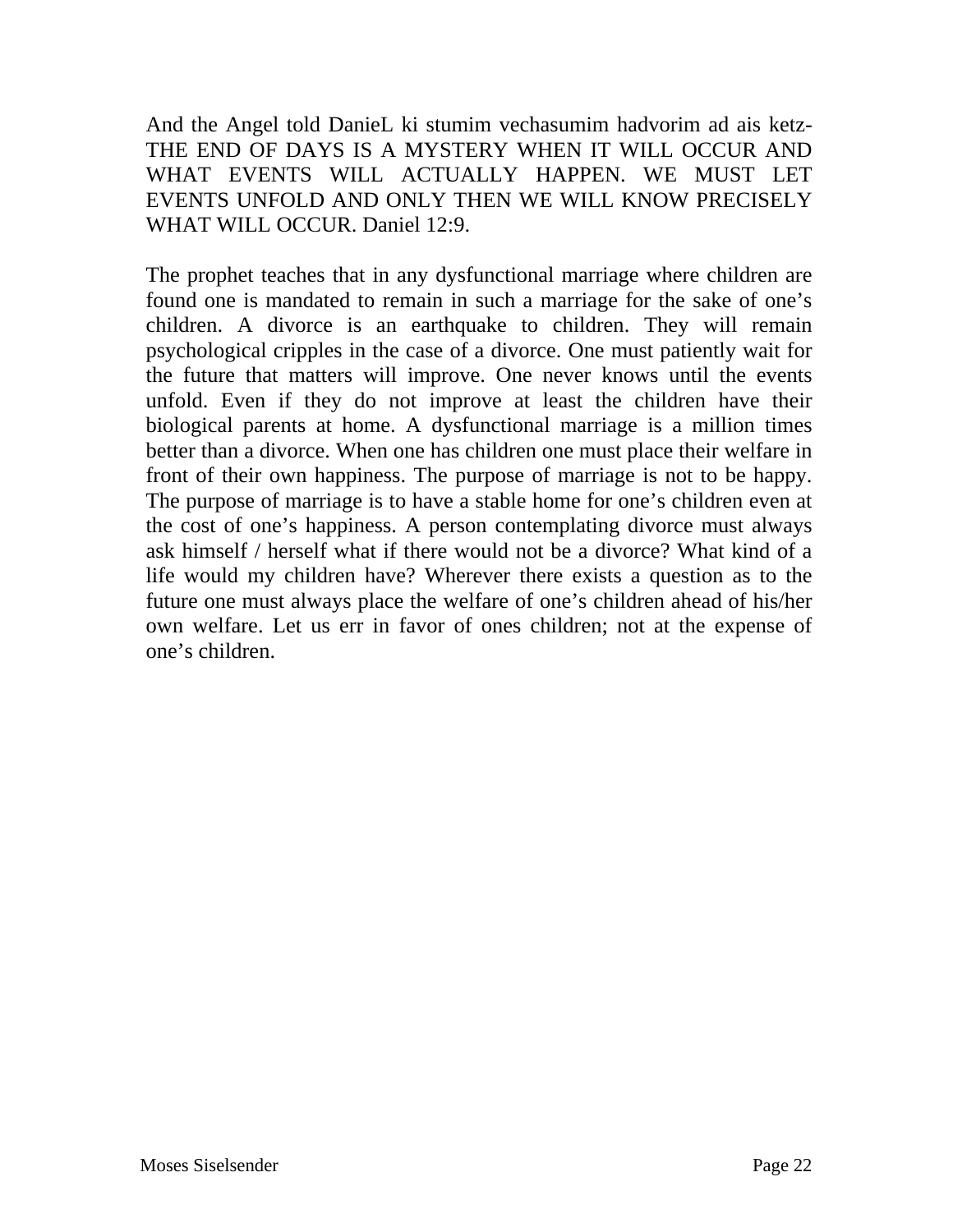And the Angel told DanieL ki stumim vechasumim hadvorim ad ais ketz- THE END OF DAYS IS A MYSTERY WHEN IT WILL OCCUR AND WHAT EVENTS WILL ACTUALLY HAPPEN. WE MUST LET EVENTS UNFOLD AND ONLY THEN WE WILL KNOW PRECISELY WHAT WILL OCCUR. Daniel 12:9.

The prophet teaches that in any dysfunctional marriage where children are found one is mandated to remain in such a marriage for the sake of one's children. A divorce is an earthquake to children. They will remain psychological cripples in the case of a divorce. One must patiently wait for the future that matters will improve. One never knows until the events unfold. Even if they do not improve at least the children have their biological parents at home. A dysfunctional marriage is a million times better than a divorce. When one has children one must place their welfare in front of their own happiness. The purpose of marriage is not to be happy. The purpose of marriage is to have a stable home for one's children even at the cost of one's happiness. A person contemplating divorce must always ask himself / herself what if there would not be a divorce? What kind of a life would my children have? Wherever there exists a question as to the future one must always place the welfare of one's children ahead of his/her own welfare. Let us err in favor of ones children; not at the expense of one's children.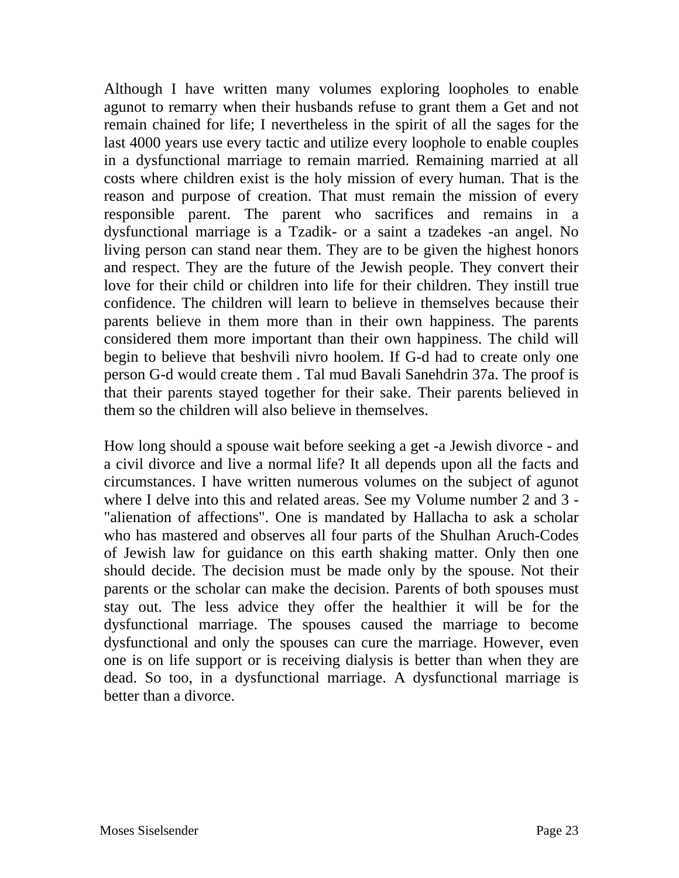Although I have written many volumes exploring loopholes to enable agunot to remarry when their husbands refuse to grant them a Get and not remain chained for life; I nevertheless in the spirit of all the sages for the last 4000 years use every tactic and utilize every loophole to enable couples in a dysfunctional marriage to remain married. Remaining married at all costs where children exist is the holy mission of every human. That is the reason and purpose of creation. That must remain the mission of every responsible parent. The parent who sacrifices and remains in a dysfunctional marriage is a Tzadik- or a saint a tzadekes -an angel. No living person can stand near them. They are to be given the highest honors and respect. They are the future of the Jewish people. They convert their love for their child or children into life for their children. They instill true confidence. The children will learn to believe in themselves because their parents believe in them more than in their own happiness. The parents considered them more important than their own happiness. The child will begin to believe that beshvili nivro hoolem. If G-d had to create only one person G-d would create them . Tal mud Bavali Sanehdrin 37a. The proof is that their parents stayed together for their sake. Their parents believed in them so the children will also believe in themselves.

How long should a spouse wait before seeking a get -a Jewish divorce - and a civil divorce and live a normal life? It all depends upon all the facts and circumstances. I have written numerous volumes on the subject of agunot where I delve into this and related areas. See my Volume number 2 and 3 - "alienation of affections". One is mandated by Hallacha to ask a scholar who has mastered and observes all four parts of the Shulhan Aruch-Codes of Jewish law for guidance on this earth shaking matter. Only then one should decide. The decision must be made only by the spouse. Not their parents or the scholar can make the decision. Parents of both spouses must stay out. The less advice they offer the healthier it will be for the dysfunctional marriage. The spouses caused the marriage to become dysfunctional and only the spouses can cure the marriage. However, even one is on life support or is receiving dialysis is better than when they are dead. So too, in a dysfunctional marriage. A dysfunctional marriage is better than a divorce.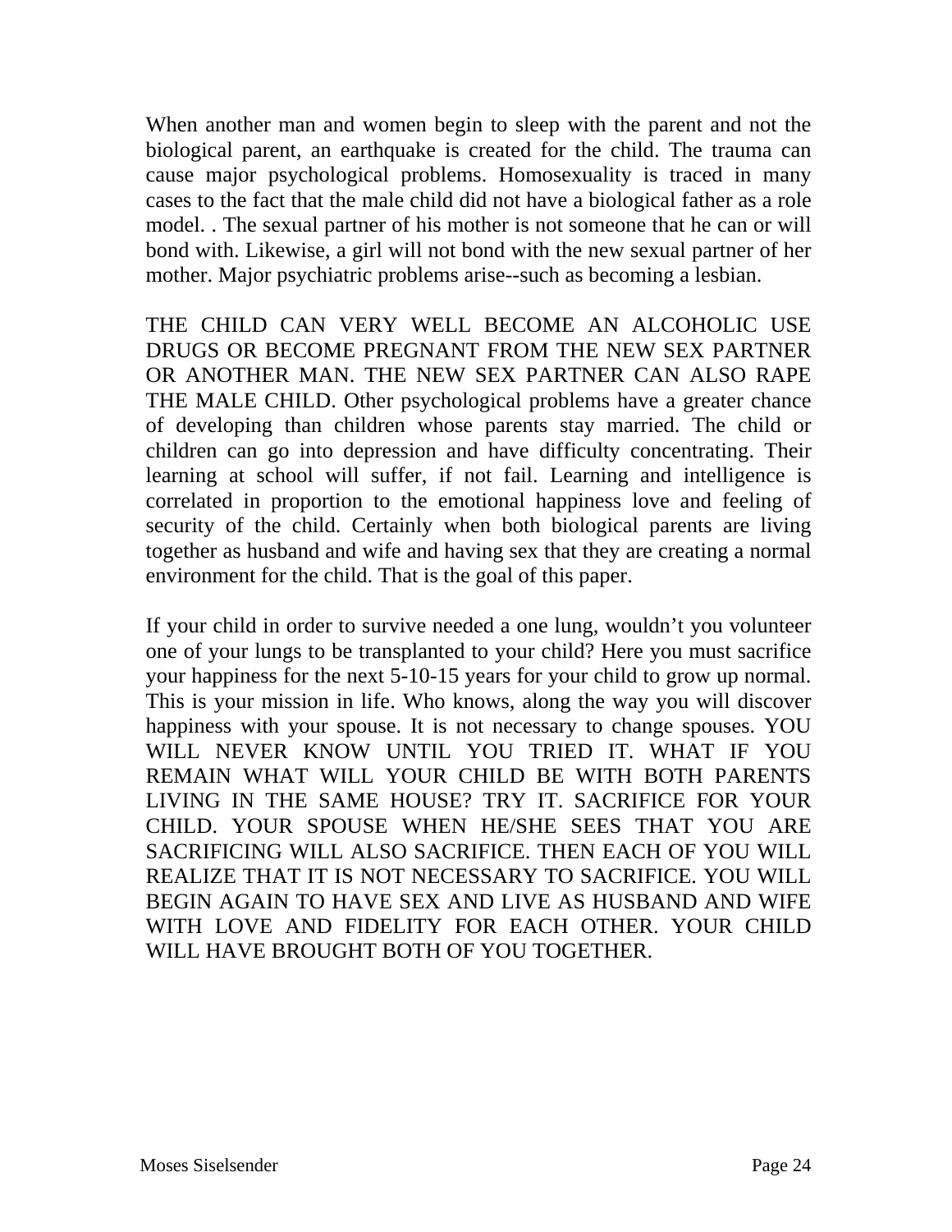When another man and women begin to sleep with the parent and not the biological parent, an earthquake is created for the child. The trauma can cause major psychological problems. Homosexuality is traced in many cases to the fact that the male child did not have a biological father as a role model. . The sexual partner of his mother is not someone that he can or will bond with. Likewise, a girl will not bond with the new sexual partner of her mother. Major psychiatric problems arise--such as becoming a lesbian.

THE CHILD CAN VERY WELL BECOME AN ALCOHOLIC USE DRUGS OR BECOME PREGNANT FROM THE NEW SEX PARTNER OR ANOTHER MAN. THE NEW SEX PARTNER CAN ALSO RAPE THE MALE CHILD. Other psychological problems have a greater chance of developing than children whose parents stay married. The child or children can go into depression and have difficulty concentrating. Their learning at school will suffer, if not fail. Learning and intelligence is correlated in proportion to the emotional happiness love and feeling of security of the child. Certainly when both biological parents are living together as husband and wife and having sex that they are creating a normal environment for the child. That is the goal of this paper.

If your child in order to survive needed a one lung, wouldn't you volunteer one of your lungs to be transplanted to your child? Here you must sacrifice your happiness for the next 5-10-15 years for your child to grow up normal. This is your mission in life. Who knows, along the way you will discover happiness with your spouse. It is not necessary to change spouses. YOU WILL NEVER KNOW UNTIL YOU TRIED IT. WHAT IF YOU REMAIN WHAT WILL YOUR CHILD BE WITH BOTH PARENTS LIVING IN THE SAME HOUSE? TRY IT. SACRIFICE FOR YOUR CHILD. YOUR SPOUSE WHEN HE/SHE SEES THAT YOU ARE SACRIFICING WILL ALSO SACRIFICE. THEN EACH OF YOU WILL REALIZE THAT IT IS NOT NECESSARY TO SACRIFICE. YOU WILL BEGIN AGAIN TO HAVE SEX AND LIVE AS HUSBAND AND WIFE WITH LOVE AND FIDELITY FOR EACH OTHER. YOUR CHILD WILL HAVE BROUGHT BOTH OF YOU TOGETHER.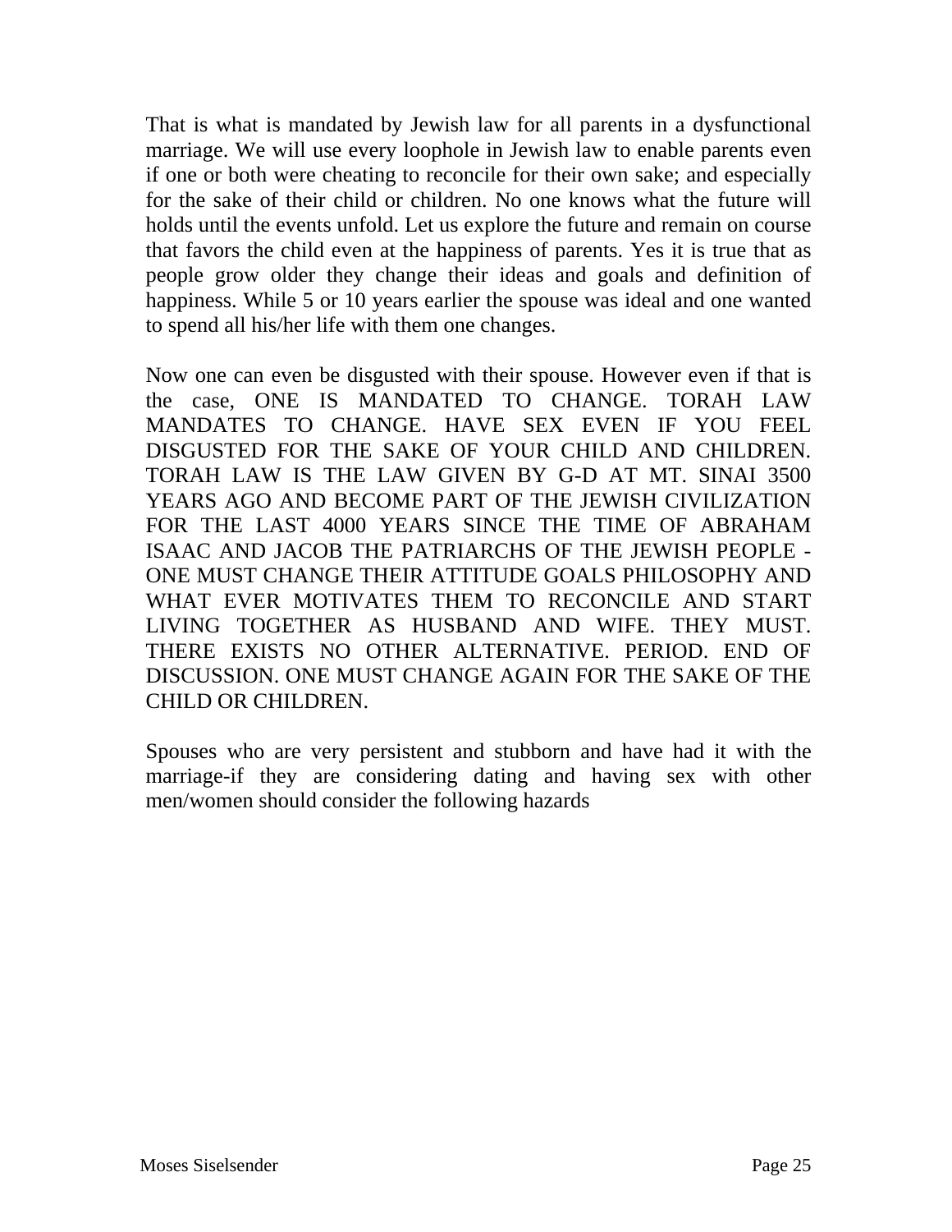That is what is mandated by Jewish law for all parents in a dysfunctional marriage. We will use every loophole in Jewish law to enable parents even if one or both were cheating to reconcile for their own sake; and especially for the sake of their child or children. No one knows what the future will holds until the events unfold. Let us explore the future and remain on course that favors the child even at the happiness of parents. Yes it is true that as people grow older they change their ideas and goals and definition of happiness. While 5 or 10 years earlier the spouse was ideal and one wanted to spend all his/her life with them one changes.

Now one can even be disgusted with their spouse. However even if that is the case, ONE IS MANDATED TO CHANGE. TORAH LAW MANDATES TO CHANGE. HAVE SEX EVEN IF YOU FEEL DISGUSTED FOR THE SAKE OF YOUR CHILD AND CHILDREN. TORAH LAW IS THE LAW GIVEN BY G-D AT MT. SINAI 3500 YEARS AGO AND BECOME PART OF THE JEWISH CIVILIZATION FOR THE LAST 4000 YEARS SINCE THE TIME OF ABRAHAM ISAAC AND JACOB THE PATRIARCHS OF THE JEWISH PEOPLE - ONE MUST CHANGE THEIR ATTITUDE GOALS PHILOSOPHY AND WHAT EVER MOTIVATES THEM TO RECONCILE AND START LIVING TOGETHER AS HUSBAND AND WIFE. THEY MUST. THERE EXISTS NO OTHER ALTERNATIVE. PERIOD. END OF DISCUSSION. ONE MUST CHANGE AGAIN FOR THE SAKE OF THE CHILD OR CHILDREN.

Spouses who are very persistent and stubborn and have had it with the marriage-if they are considering dating and having sex with other men/women should consider the following hazards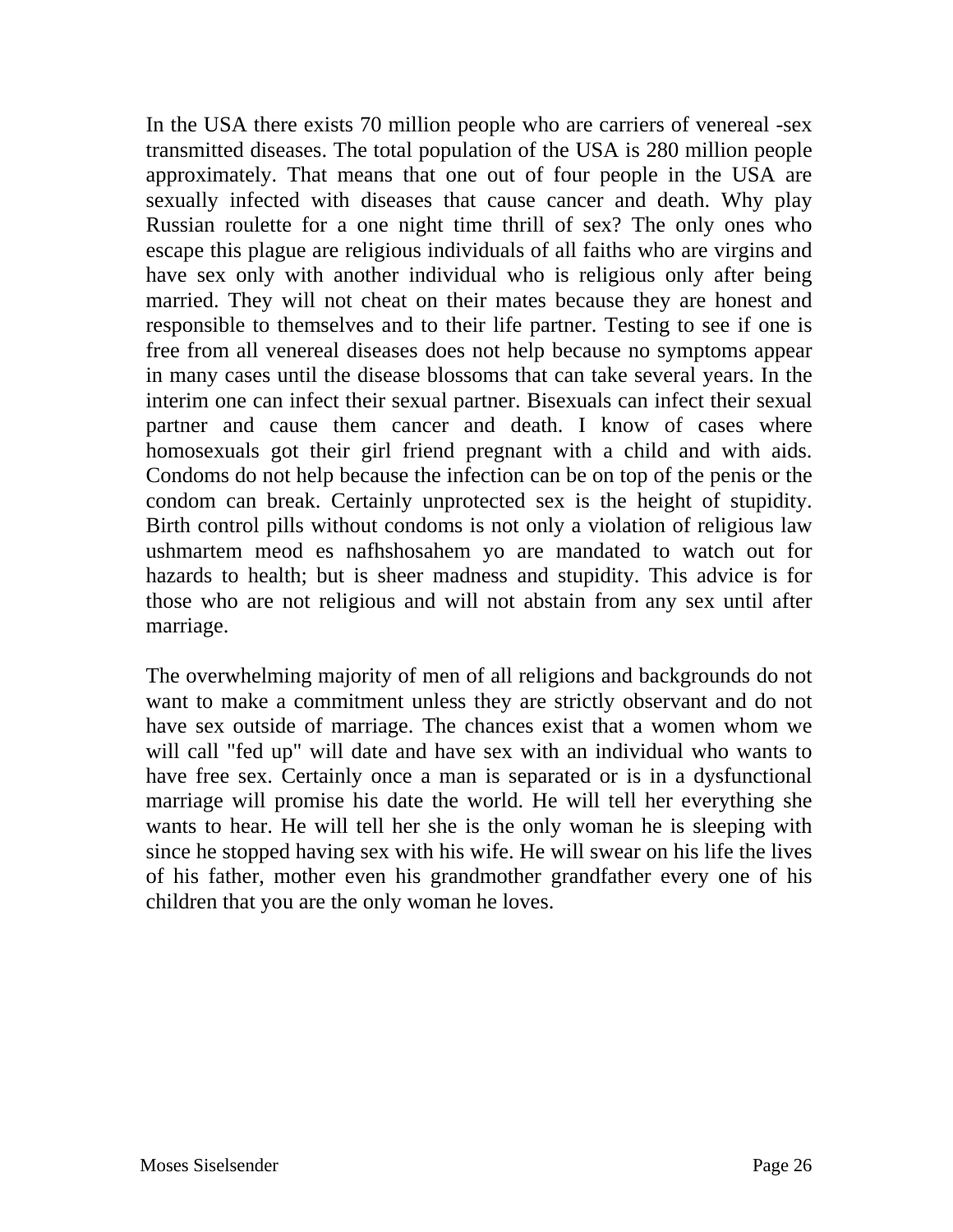In the USA there exists 70 million people who are carriers of venereal -sex transmitted diseases. The total population of the USA is 280 million people approximately. That means that one out of four people in the USA are sexually infected with diseases that cause cancer and death. Why play Russian roulette for a one night time thrill of sex? The only ones who escape this plague are religious individuals of all faiths who are virgins and have sex only with another individual who is religious only after being married. They will not cheat on their mates because they are honest and responsible to themselves and to their life partner. Testing to see if one is free from all venereal diseases does not help because no symptoms appear in many cases until the disease blossoms that can take several years. In the interim one can infect their sexual partner. Bisexuals can infect their sexual partner and cause them cancer and death. I know of cases where homosexuals got their girl friend pregnant with a child and with aids. Condoms do not help because the infection can be on top of the penis or the condom can break. Certainly unprotected sex is the height of stupidity. Birth control pills without condoms is not only a violation of religious law ushmartem meod es nafhshosahem yo are mandated to watch out for hazards to health; but is sheer madness and stupidity. This advice is for those who are not religious and will not abstain from any sex until after marriage.

The overwhelming majority of men of all religions and backgrounds do not want to make a commitment unless they are strictly observant and do not have sex outside of marriage. The chances exist that a women whom we will call "fed up" will date and have sex with an individual who wants to have free sex. Certainly once a man is separated or is in a dysfunctional marriage will promise his date the world. He will tell her everything she wants to hear. He will tell her she is the only woman he is sleeping with since he stopped having sex with his wife. He will swear on his life the lives of his father, mother even his grandmother grandfather every one of his children that you are the only woman he loves.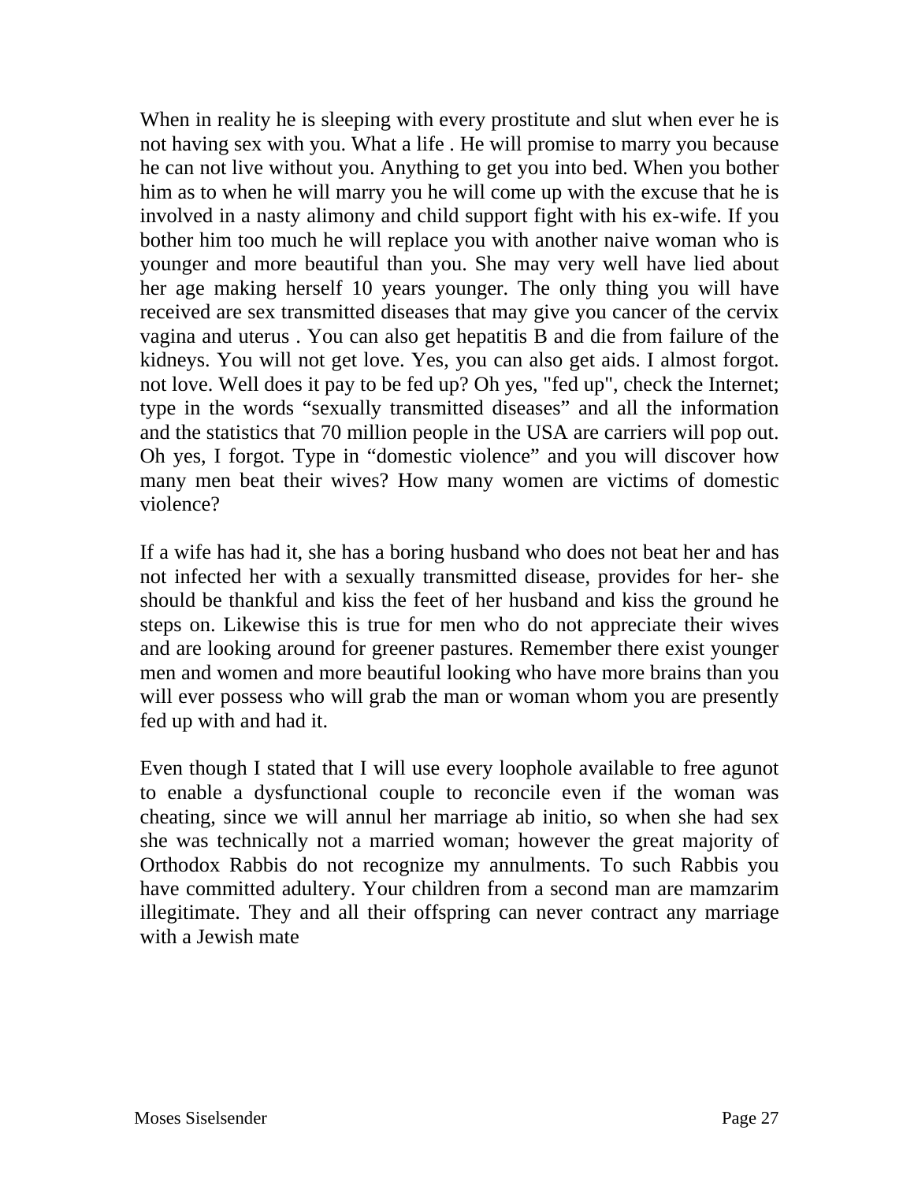When in reality he is sleeping with every prostitute and slut when ever he is not having sex with you. What a life . He will promise to marry you because he can not live without you. Anything to get you into bed. When you bother him as to when he will marry you he will come up with the excuse that he is involved in a nasty alimony and child support fight with his ex-wife. If you bother him too much he will replace you with another naive woman who is younger and more beautiful than you. She may very well have lied about her age making herself 10 years younger. The only thing you will have received are sex transmitted diseases that may give you cancer of the cervix vagina and uterus . You can also get hepatitis B and die from failure of the kidneys. You will not get love. Yes, you can also get aids. I almost forgot. not love. Well does it pay to be fed up? Oh yes, "fed up", check the Internet; type in the words "sexually transmitted diseases" and all the information and the statistics that 70 million people in the USA are carriers will pop out. Oh yes, I forgot. Type in "domestic violence" and you will discover how many men beat their wives? How many women are victims of domestic violence?

If a wife has had it, she has a boring husband who does not beat her and has not infected her with a sexually transmitted disease, provides for her- she should be thankful and kiss the feet of her husband and kiss the ground he steps on. Likewise this is true for men who do not appreciate their wives and are looking around for greener pastures. Remember there exist younger men and women and more beautiful looking who have more brains than you will ever possess who will grab the man or woman whom you are presently fed up with and had it.

Even though I stated that I will use every loophole available to free agunot to enable a dysfunctional couple to reconcile even if the woman was cheating, since we will annul her marriage ab initio, so when she had sex she was technically not a married woman; however the great majority of Orthodox Rabbis do not recognize my annulments. To such Rabbis you have committed adultery. Your children from a second man are mamzarim illegitimate. They and all their offspring can never contract any marriage with a Jewish mate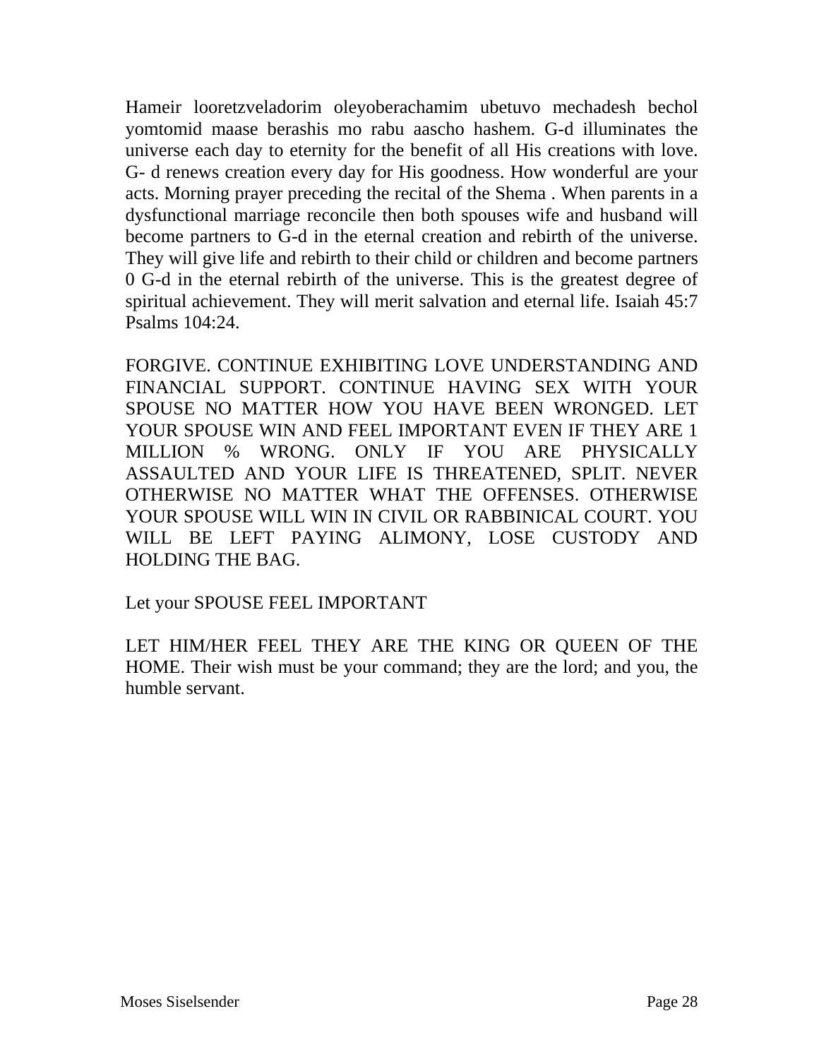Hameir looretzveladorim oleyoberachamim ubetuvo mechadesh bechol yomtomid maase berashis mo rabu aascho hashem. G-d illuminates the universe each day to eternity for the benefit of all His creations with love. G- d renews creation every day for His goodness. How wonderful are your acts. Morning prayer preceding the recital of the Shema . When parents in a dysfunctional marriage reconcile then both spouses wife and husband will become partners to G-d in the eternal creation and rebirth of the universe. They will give life and rebirth to their child or children and become partners 0 G-d in the eternal rebirth of the universe. This is the greatest degree of spiritual achievement. They will merit salvation and eternal life. Isaiah 45:7 Psalms 104:24.

FORGIVE. CONTINUE EXHIBITING LOVE UNDERSTANDING AND FINANCIAL SUPPORT. CONTINUE HAVING SEX WITH YOUR SPOUSE NO MATTER HOW YOU HAVE BEEN WRONGED. LET YOUR SPOUSE WIN AND FEEL IMPORTANT EVEN IF THEY ARE 1 MILLION % WRONG. ONLY IF YOU ARE PHYSICALLY ASSAULTED AND YOUR LIFE IS THREATENED, SPLIT. NEVER OTHERWISE NO MATTER WHAT THE OFFENSES. OTHERWISE YOUR SPOUSE WILL WIN IN CIVIL OR RABBINICAL COURT. YOU WILL BE LEFT PAYING ALIMONY, LOSE CUSTODY AND HOLDING THE BAG.

Let your SPOUSE FEEL IMPORTANT

LET HIM/HER FEEL THEY ARE THE KING OR QUEEN OF THE HOME. Their wish must be your command; they are the lord; and you, the humble servant.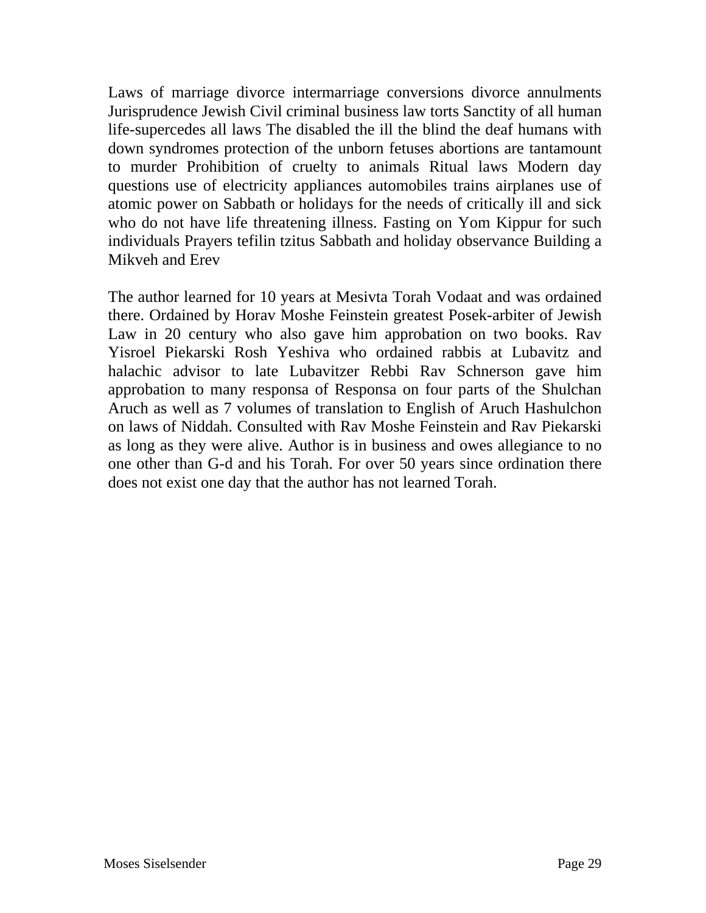Laws of marriage divorce intermarriage conversions divorce annulments Jurisprudence Jewish Civil criminal business law torts Sanctity of all human life-supercedes all laws The disabled the ill the blind the deaf humans with down syndromes protection of the unborn fetuses abortions are tantamount to murder Prohibition of cruelty to animals Ritual laws Modern day questions use of electricity appliances automobiles trains airplanes use of atomic power on Sabbath or holidays for the needs of critically ill and sick who do not have life threatening illness. Fasting on Yom Kippur for such individuals Prayers tefilin tzitus Sabbath and holiday observance Building a Mikveh and Erev

The author learned for 10 years at Mesivta Torah Vodaat and was ordained there. Ordained by Horav Moshe Feinstein greatest Posek-arbiter of Jewish Law in 20 century who also gave him approbation on two books. Rav Yisroel Piekarski Rosh Yeshiva who ordained rabbis at Lubavitz and halachic advisor to late Lubavitzer Rebbi Rav Schnerson gave him approbation to many responsa of Responsa on four parts of the Shulchan Aruch as well as 7 volumes of translation to English of Aruch Hashulchon on laws of Niddah. Consulted with Rav Moshe Feinstein and Rav Piekarski as long as they were alive. Author is in business and owes allegiance to no one other than G-d and his Torah. For over 50 years since ordination there does not exist one day that the author has not learned Torah.